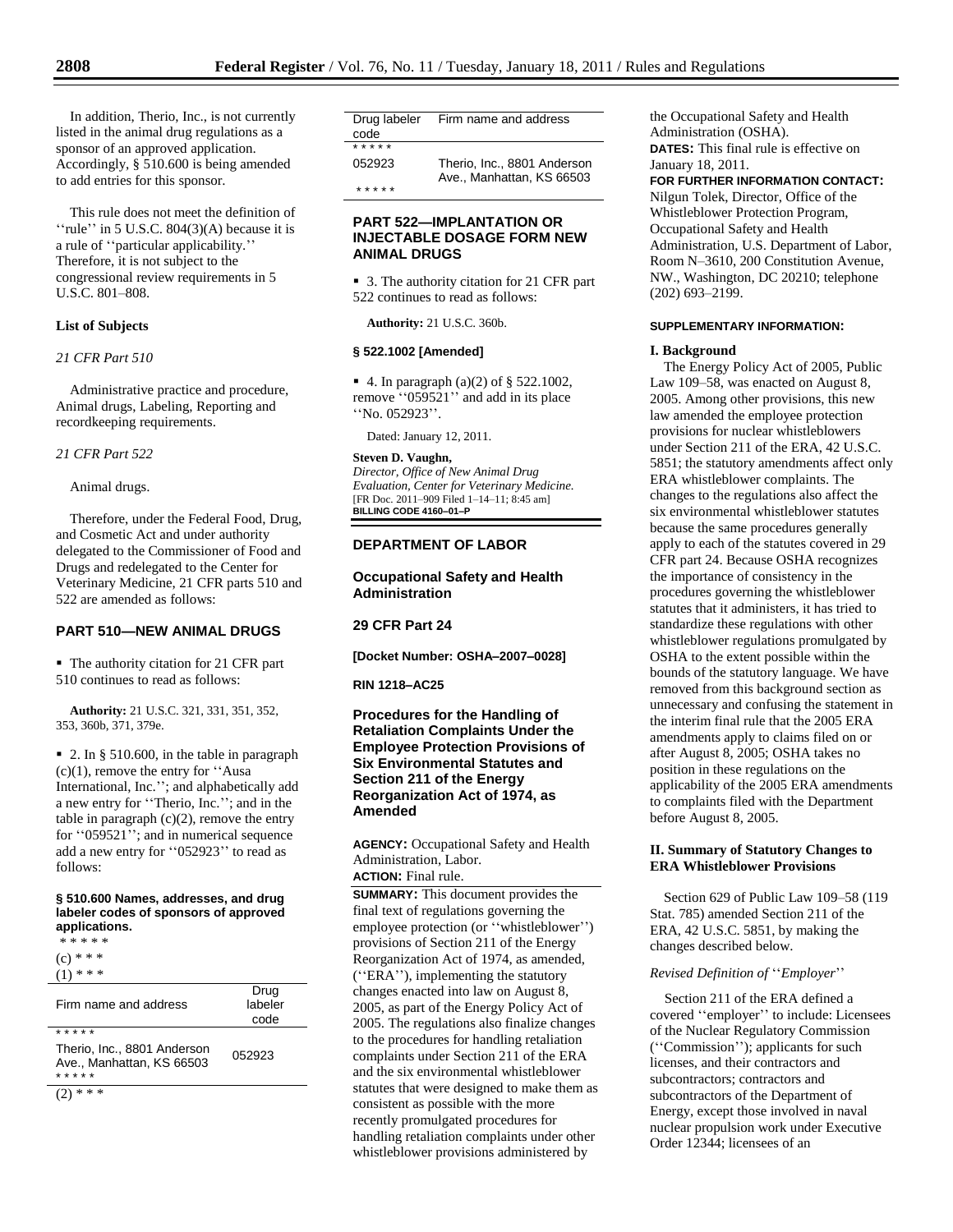In addition, Therio, Inc., is not currently listed in the animal drug regulations as a sponsor of an approved application. Accordingly, § 510.600 is being amended to add entries for this sponsor.

This rule does not meet the definition of "rule" in 5 U.S.C. 804(3)(A) because it is a rule of "particular applicability." Therefore, it is not subject to the congressional review requirements in 5 U.S.C. 801–808.

**List of Subjects**

*21 CFR Part 510*

Administrative practice and procedure, Animal drugs, Labeling, Reporting and recordkeeping requirements.

*21 CFR Part 522*

Animal drugs.

Therefore, under the Federal Food, Drug, and Cosmetic Act and under authority delegated to the Commissioner of Food and Drugs and redelegated to the Center for Veterinary Medicine, 21 CFR parts 510 and 522 are amended as follows:

## PART 510—NEW ANIMAL DRUGS

■ The authority citation for 21 CFR part 510 continues to read as follows:

**Authority:** 21 U.S.C. 321, 331, 351, 352, 353, 360b, 371, 379e.

■ 2. In § 510.600, in the table in paragraph (c)(1), remove the entry for "Ausa International, Inc."; and alphabetically add a new entry for "Therio, Inc."; and in the table in paragraph (c)(2), remove the entry for "059521"; and in numerical sequence add a new entry for "052923" to read as follows:

**§ 510.600 Names, addresses, and drug labeler codes of sponsors of approved applications.**

\* \* \* \* \*

(c) \* \* \*

(1) \* \* \*

| Firm name and address | Drug labeler code |
|---|---|
| \* \* \* \* \* | |
| Therio, Inc., 8801 Anderson Ave., Manhattan, KS 66503 | 052923 |
| \* \* \* \* \* | |

(2) \* \* \*

| Drug labeler code | Firm name and address |
|---|---|
| \* \* \* \* \* | |
| 052923 | Therio, Inc., 8801 Anderson Ave., Manhattan, KS 66503 |
| \* \* \* \* \* | |

## PART 522—IMPLANTATION OR INJECTABLE DOSAGE FORM NEW ANIMAL DRUGS

■ 3. The authority citation for 21 CFR part 522 continues to read as follows:

**Authority:** 21 U.S.C. 360b.

**§ 522.1002 [Amended]**

■ 4. In paragraph (a)(2) of § 522.1002, remove "059521" and add in its place "No. 052923".

Dated: January 12, 2011.

**Steven D. Vaughn,**

*Director, Office of New Animal Drug Evaluation, Center for Veterinary Medicine.*

[FR Doc. 2011–909 Filed 1–14–11; 8:45 am]

**BILLING CODE 4160–01–P**

## DEPARTMENT OF LABOR

### Occupational Safety and Health Administration

### 29 CFR Part 24

**[Docket Number: OSHA–2007–0028]**

**RIN 1218–AC25**

### Procedures for the Handling of Retaliation Complaints Under the Employee Protection Provisions of Six Environmental Statutes and Section 211 of the Energy Reorganization Act of 1974, as Amended

**AGENCY:** Occupational Safety and Health Administration, Labor.

**ACTION:** Final rule.

**SUMMARY:** This document provides the final text of regulations governing the employee protection (or "whistleblower") provisions of Section 211 of the Energy Reorganization Act of 1974, as amended, ("ERA"), implementing the statutory changes enacted into law on August 8, 2005, as part of the Energy Policy Act of 2005. The regulations also finalize changes to the procedures for handling retaliation complaints under Section 211 of the ERA and the six environmental whistleblower statutes that were designed to make them as consistent as possible with the more recently promulgated procedures for handling retaliation complaints under other whistleblower provisions administered by the Occupational Safety and Health Administration (OSHA).

**DATES:** This final rule is effective on January 18, 2011.

**FOR FURTHER INFORMATION CONTACT:** Nilgun Tolek, Director, Office of the Whistleblower Protection Program, Occupational Safety and Health Administration, U.S. Department of Labor, Room N–3610, 200 Constitution Avenue, NW., Washington, DC 20210; telephone (202) 693–2199.

**SUPPLEMENTARY INFORMATION:**

**I. Background**

The Energy Policy Act of 2005, Public Law 109–58, was enacted on August 8, 2005. Among other provisions, this new law amended the employee protection provisions for nuclear whistleblowers under Section 211 of the ERA, 42 U.S.C. 5851; the statutory amendments affect only ERA whistleblower complaints. The changes to the regulations also affect the six environmental whistleblower statutes because the same procedures generally apply to each of the statutes covered in 29 CFR part 24. Because OSHA recognizes the importance of consistency in the procedures governing the whistleblower statutes that it administers, it has tried to standardize these regulations with other whistleblower regulations promulgated by OSHA to the extent possible within the bounds of the statutory language. We have removed from this background section as unnecessary and confusing the statement in the interim final rule that the 2005 ERA amendments apply to claims filed on or after August 8, 2005; OSHA takes no position in these regulations on the applicability of the 2005 ERA amendments to complaints filed with the Department before August 8, 2005.

**II. Summary of Statutory Changes to ERA Whistleblower Provisions**

Section 629 of Public Law 109–58 (119 Stat. 785) amended Section 211 of the ERA, 42 U.S.C. 5851, by making the changes described below.

*Revised Definition of "Employer"*

Section 211 of the ERA defined a covered "employer" to include: Licensees of the Nuclear Regulatory Commission ("Commission"); applicants for such licenses, and their contractors and subcontractors; contractors and subcontractors of the Department of Energy, except those involved in naval nuclear propulsion work under Executive Order 12344; licensees of an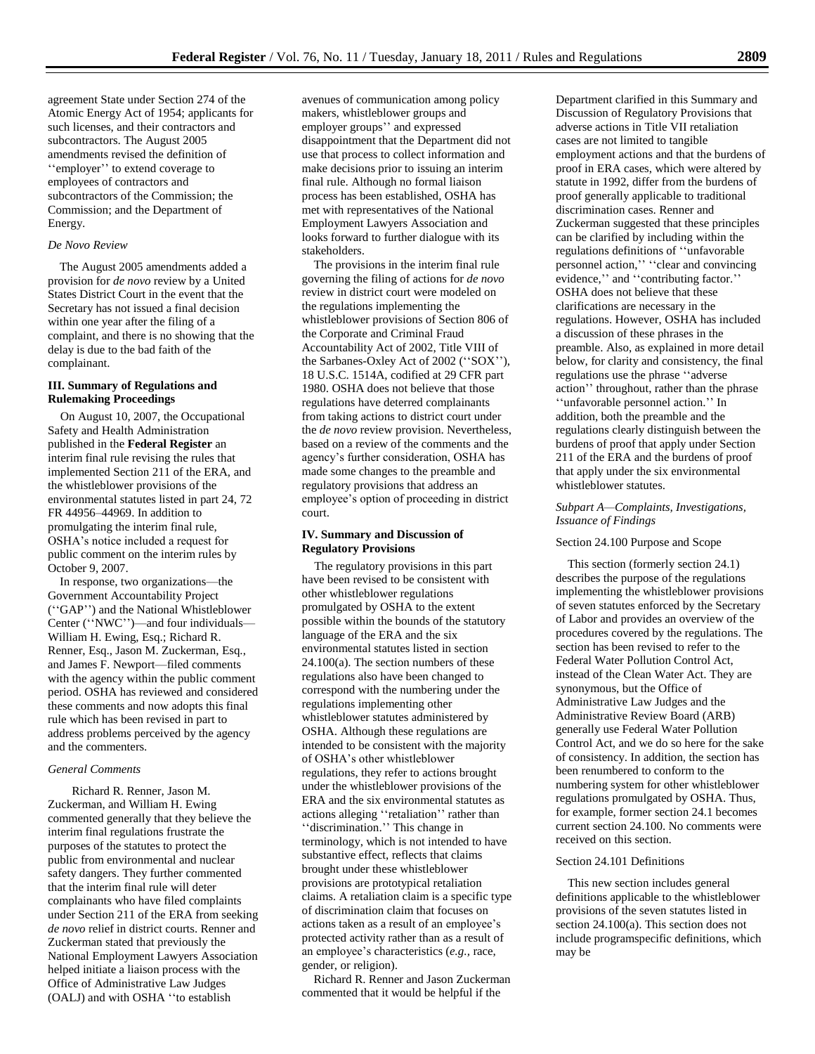agreement State under Section 274 of the Atomic Energy Act of 1954; applicants for such licenses, and their contractors and subcontractors. The August 2005 amendments revised the definition of ''employer'' to extend coverage to employees of contractors and subcontractors of the Commission; the Commission; and the Department of Energy.

### *De Novo Review*

The August 2005 amendments added a provision for *de novo* review by a United States District Court in the event that the Secretary has not issued a final decision within one year after the filing of a complaint, and there is no showing that the delay is due to the bad faith of the complainant.

## III. Summary of Regulations and Rulemaking Proceedings

On August 10, 2007, the Occupational Safety and Health Administration published in the **Federal Register** an interim final rule revising the rules that implemented Section 211 of the ERA, and the whistleblower provisions of the environmental statutes listed in part 24, 72 FR 44956–44969. In addition to promulgating the interim final rule, OSHA's notice included a request for public comment on the interim rules by October 9, 2007.

In response, two organizations—the Government Accountability Project (''GAP'') and the National Whistleblower Center (''NWC'')—and four individuals—William H. Ewing, Esq.; Richard R. Renner, Esq., Jason M. Zuckerman, Esq., and James F. Newport—filed comments with the agency within the public comment period. OSHA has reviewed and considered these comments and now adopts this final rule which has been revised in part to address problems perceived by the agency and the commenters.

### *General Comments*

Richard R. Renner, Jason M. Zuckerman, and William H. Ewing commented generally that they believe the interim final regulations frustrate the purposes of the statutes to protect the public from environmental and nuclear safety dangers. They further commented that the interim final rule will deter complainants who have filed complaints under Section 211 of the ERA from seeking *de novo* relief in district courts. Renner and Zuckerman stated that previously the National Employment Lawyers Association helped initiate a liaison process with the Office of Administrative Law Judges (OALJ) and with OSHA ''to establish avenues of communication among policy makers, whistleblower groups and employer groups'' and expressed disappointment that the Department did not use that process to collect information and make decisions prior to issuing an interim final rule. Although no formal liaison process has been established, OSHA has met with representatives of the National Employment Lawyers Association and looks forward to further dialogue with its stakeholders.

The provisions in the interim final rule governing the filing of actions for *de novo* review in district court were modeled on the regulations implementing the whistleblower provisions of Section 806 of the Corporate and Criminal Fraud Accountability Act of 2002, Title VIII of the Sarbanes-Oxley Act of 2002 (''SOX''), 18 U.S.C. 1514A, codified at 29 CFR part 1980. OSHA does not believe that those regulations have deterred complainants from taking actions to district court under the *de novo* review provision. Nevertheless, based on a review of the comments and the agency's further consideration, OSHA has made some changes to the preamble and regulatory provisions that address an employee's option of proceeding in district court.

## IV. Summary and Discussion of Regulatory Provisions

The regulatory provisions in this part have been revised to be consistent with other whistleblower regulations promulgated by OSHA to the extent possible within the bounds of the statutory language of the ERA and the six environmental statutes listed in section 24.100(a). The section numbers of these regulations also have been changed to correspond with the numbering under the regulations implementing other whistleblower statutes administered by OSHA. Although these regulations are intended to be consistent with the majority of OSHA's other whistleblower regulations, they refer to actions brought under the whistleblower provisions of the ERA and the six environmental statutes as actions alleging ''retaliation'' rather than ''discrimination.'' This change in terminology, which is not intended to have substantive effect, reflects that claims brought under these whistleblower provisions are prototypical retaliation claims. A retaliation claim is a specific type of discrimination claim that focuses on actions taken as a result of an employee's protected activity rather than as a result of an employee's characteristics (*e.g.*, race, gender, or religion).

Richard R. Renner and Jason Zuckerman commented that it would be helpful if the Department clarified in this Summary and Discussion of Regulatory Provisions that adverse actions in Title VII retaliation cases are not limited to tangible employment actions and that the burdens of proof in ERA cases, which were altered by statute in 1992, differ from the burdens of proof generally applicable to traditional discrimination cases. Renner and Zuckerman suggested that these principles can be clarified by including within the regulations definitions of ''unfavorable personnel action,'' ''clear and convincing evidence,'' and ''contributing factor.'' OSHA does not believe that these clarifications are necessary in the regulations. However, OSHA has included a discussion of these phrases in the preamble. Also, as explained in more detail below, for clarity and consistency, the final regulations use the phrase ''adverse action'' throughout, rather than the phrase ''unfavorable personnel action.'' In addition, both the preamble and the regulations clearly distinguish between the burdens of proof that apply under Section 211 of the ERA and the burdens of proof that apply under the six environmental whistleblower statutes.

### *Subpart A—Complaints, Investigations, Issuance of Findings*

#### Section 24.100 Purpose and Scope

This section (formerly section 24.1) describes the purpose of the regulations implementing the whistleblower provisions of seven statutes enforced by the Secretary of Labor and provides an overview of the procedures covered by the regulations. The section has been revised to refer to the Federal Water Pollution Control Act, instead of the Clean Water Act. They are synonymous, but the Office of Administrative Law Judges and the Administrative Review Board (ARB) generally use Federal Water Pollution Control Act, and we do so here for the sake of consistency. In addition, the section has been renumbered to conform to the numbering system for other whistleblower regulations promulgated by OSHA. Thus, for example, former section 24.1 becomes current section 24.100. No comments were received on this section.

#### Section 24.101 Definitions

This new section includes general definitions applicable to the whistleblower provisions of the seven statutes listed in section 24.100(a). This section does not include programspecific definitions, which may be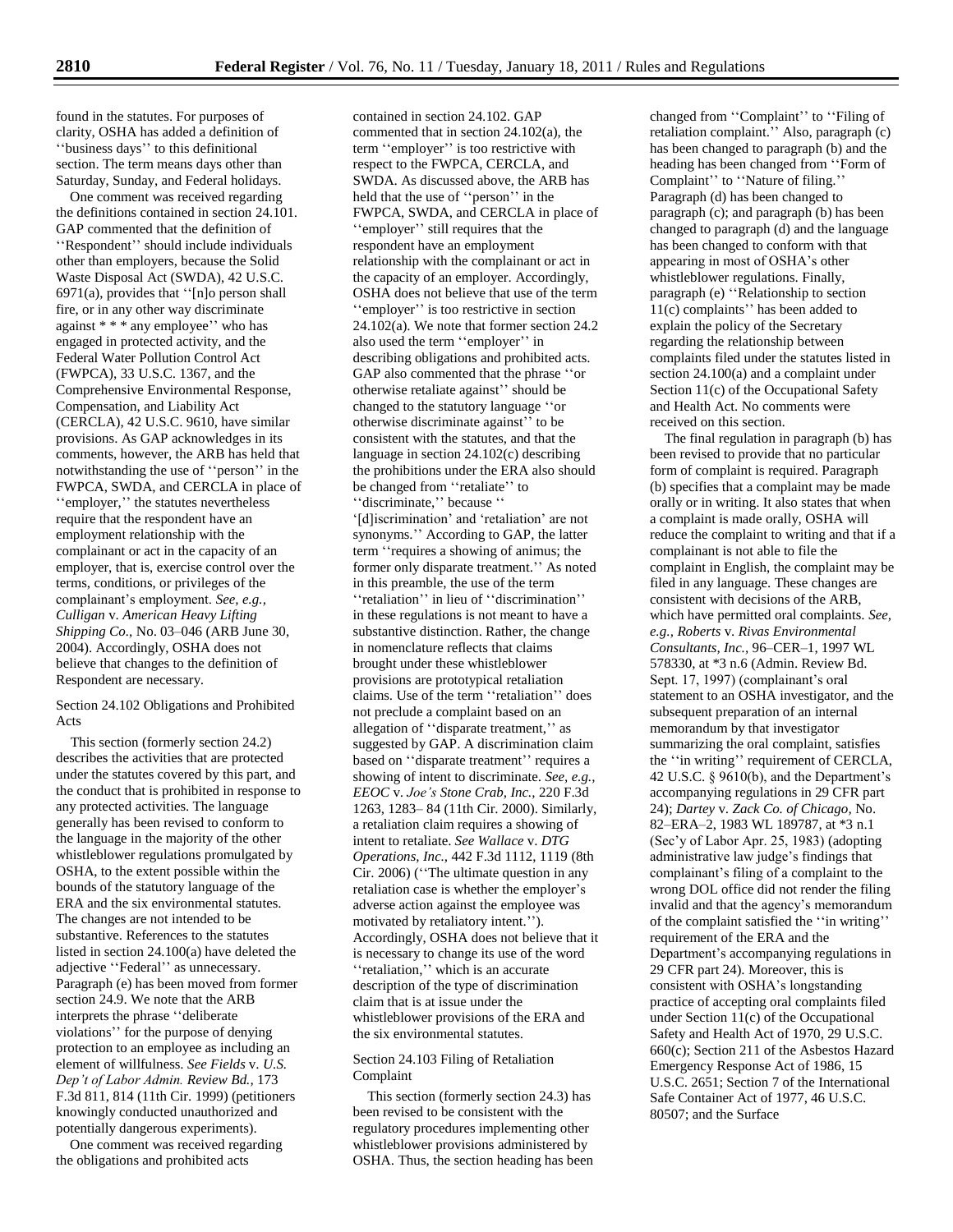found in the statutes. For purposes of clarity, OSHA has added a definition of ''business days'' to this definitional section. The term means days other than Saturday, Sunday, and Federal holidays.

One comment was received regarding the definitions contained in section 24.101. GAP commented that the definition of ''Respondent'' should include individuals other than employers, because the Solid Waste Disposal Act (SWDA), 42 U.S.C. 6971(a), provides that ''[n]o person shall fire, or in any other way discriminate against * * * any employee'' who has engaged in protected activity, and the Federal Water Pollution Control Act (FWPCA), 33 U.S.C. 1367, and the Comprehensive Environmental Response, Compensation, and Liability Act (CERCLA), 42 U.S.C. 9610, have similar provisions. As GAP acknowledges in its comments, however, the ARB has held that notwithstanding the use of ''person'' in the FWPCA, SWDA, and CERCLA in place of ''employer,'' the statutes nevertheless require that the respondent have an employment relationship with the complainant or act in the capacity of an employer, that is, exercise control over the terms, conditions, or privileges of the complainant's employment. *See, e.g., Culligan* v. *American Heavy Lifting Shipping Co.*, No. 03–046 (ARB June 30, 2004). Accordingly, OSHA does not believe that changes to the definition of Respondent are necessary.

### Section 24.102 Obligations and Prohibited Acts

This section (formerly section 24.2) describes the activities that are protected under the statutes covered by this part, and the conduct that is prohibited in response to any protected activities. The language generally has been revised to conform to the language in the majority of the other whistleblower regulations promulgated by OSHA, to the extent possible within the bounds of the statutory language of the ERA and the six environmental statutes. The changes are not intended to be substantive. References to the statutes listed in section 24.100(a) have deleted the adjective ''Federal'' as unnecessary. Paragraph (e) has been moved from former section 24.9. We note that the ARB interprets the phrase ''deliberate violations'' for the purpose of denying protection to an employee as including an element of willfulness. *See Fields* v. *U.S. Dep't of Labor Admin. Review Bd.*, 173 F.3d 811, 814 (11th Cir. 1999) (petitioners knowingly conducted unauthorized and potentially dangerous experiments).

One comment was received regarding the obligations and prohibited acts contained in section 24.102. GAP commented that in section 24.102(a), the term ''employer'' is too restrictive with respect to the FWPCA, CERCLA, and SWDA. As discussed above, the ARB has held that the use of ''person'' in the FWPCA, SWDA, and CERCLA in place of ''employer'' still requires that the respondent have an employment relationship with the complainant or act in the capacity of an employer. Accordingly, OSHA does not believe that use of the term ''employer'' is too restrictive in section 24.102(a). We note that former section 24.2 also used the term ''employer'' in describing obligations and prohibited acts. GAP also commented that the phrase ''or otherwise retaliate against'' should be changed to the statutory language ''or otherwise discriminate against'' to be consistent with the statutes, and that the language in section 24.102(c) describing the prohibitions under the ERA also should be changed from ''retaliate'' to ''discriminate,'' because ''[d]iscrimination' and 'retaliation' are not synonyms.'' According to GAP, the latter term ''requires a showing of animus; the former only disparate treatment.'' As noted in this preamble, the use of the term ''retaliation'' in lieu of ''discrimination'' in these regulations is not meant to have a substantive distinction. Rather, the change in nomenclature reflects that claims brought under these whistleblower provisions are prototypical retaliation claims. Use of the term ''retaliation'' does not preclude a complaint based on an allegation of ''disparate treatment,'' as suggested by GAP. A discrimination claim based on ''disparate treatment'' requires a showing of intent to discriminate. *See, e.g., EEOC* v. *Joe's Stone Crab, Inc.*, 220 F.3d 1263, 1283– 84 (11th Cir. 2000). Similarly, a retaliation claim requires a showing of intent to retaliate. *See Wallace* v. *DTG Operations, Inc.*, 442 F.3d 1112, 1119 (8th Cir. 2006) (''The ultimate question in any retaliation case is whether the employer's adverse action against the employee was motivated by retaliatory intent.''). Accordingly, OSHA does not believe that it is necessary to change its use of the word ''retaliation,'' which is an accurate description of the type of discrimination claim that is at issue under the whistleblower provisions of the ERA and the six environmental statutes.

### Section 24.103 Filing of Retaliation Complaint

This section (formerly section 24.3) has been revised to be consistent with the regulatory procedures implementing other whistleblower provisions administered by OSHA. Thus, the section heading has been changed from ''Complaint'' to ''Filing of retaliation complaint.'' Also, paragraph (c) has been changed to paragraph (b) and the heading has been changed from ''Form of Complaint'' to ''Nature of filing.'' Paragraph (d) has been changed to paragraph (c); and paragraph (b) has been changed to paragraph (d) and the language has been changed to conform with that appearing in most of OSHA's other whistleblower regulations. Finally, paragraph (e) ''Relationship to section 11(c) complaints'' has been added to explain the policy of the Secretary regarding the relationship between complaints filed under the statutes listed in section 24.100(a) and a complaint under Section 11(c) of the Occupational Safety and Health Act. No comments were received on this section.

The final regulation in paragraph (b) has been revised to provide that no particular form of complaint is required. Paragraph (b) specifies that a complaint may be made orally or in writing. It also states that when a complaint is made orally, OSHA will reduce the complaint to writing and that if a complainant is not able to file the complaint in English, the complaint may be filed in any language. These changes are consistent with decisions of the ARB, which have permitted oral complaints. *See, e.g., Roberts* v. *Rivas Environmental Consultants, Inc.*, 96–CER–1, 1997 WL 578330, at *3 n.6 (Admin. Review Bd. Sept. 17, 1997) (complainant's oral statement to an OSHA investigator, and the subsequent preparation of an internal memorandum by that investigator summarizing the oral complaint, satisfies the ''in writing'' requirement of CERCLA, 42 U.S.C. § 9610(b), and the Department's accompanying regulations in 29 CFR part 24); *Dartey* v. *Zack Co. of Chicago*, No. 82–ERA–2, 1983 WL 189787, at *3 n.1 (Sec'y of Labor Apr. 25, 1983) (adopting administrative law judge's findings that complainant's filing of a complaint to the wrong DOL office did not render the filing invalid and that the agency's memorandum of the complaint satisfied the ''in writing'' requirement of the ERA and the Department's accompanying regulations in 29 CFR part 24). Moreover, this is consistent with OSHA's longstanding practice of accepting oral complaints filed under Section 11(c) of the Occupational Safety and Health Act of 1970, 29 U.S.C. 660(c); Section 211 of the Asbestos Hazard Emergency Response Act of 1986, 15 U.S.C. 2651; Section 7 of the International Safe Container Act of 1977, 46 U.S.C. 80507; and the Surface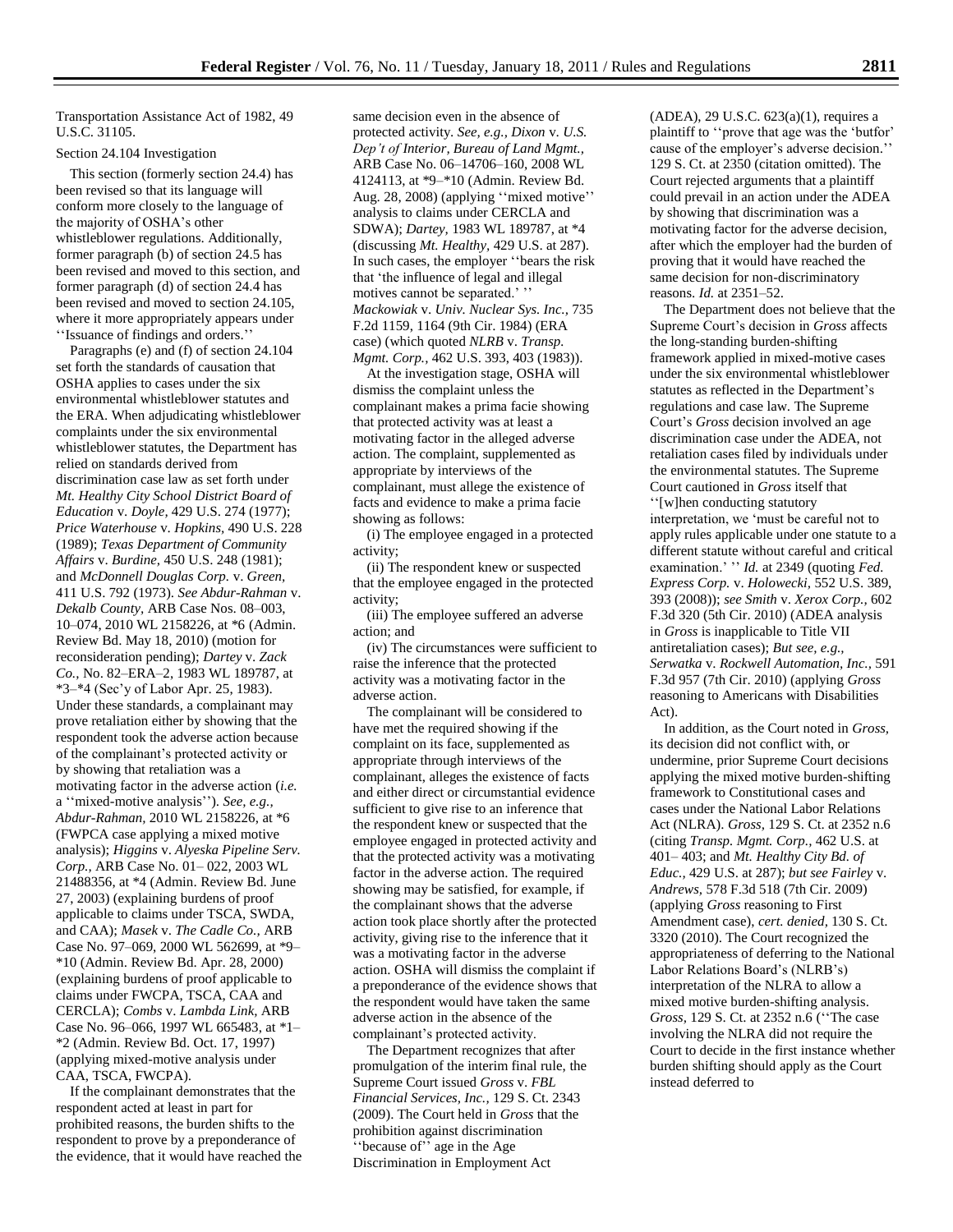Transportation Assistance Act of 1982, 49 U.S.C. 31105.

Section 24.104 Investigation

This section (formerly section 24.4) has been revised so that its language will conform more closely to the language of the majority of OSHA's other whistleblower regulations. Additionally, former paragraph (b) of section 24.5 has been revised and moved to this section, and former paragraph (d) of section 24.4 has been revised and moved to section 24.105, where it more appropriately appears under ''Issuance of findings and orders.''

Paragraphs (e) and (f) of section 24.104 set forth the standards of causation that OSHA applies to cases under the six environmental whistleblower statutes and the ERA. When adjudicating whistleblower complaints under the six environmental whistleblower statutes, the Department has relied on standards derived from discrimination case law as set forth under *Mt. Healthy City School District Board of Education* v. *Doyle,* 429 U.S. 274 (1977); *Price Waterhouse* v. *Hopkins,* 490 U.S. 228 (1989); *Texas Department of Community Affairs* v. *Burdine,* 450 U.S. 248 (1981); and *McDonnell Douglas Corp.* v. *Green,* 411 U.S. 792 (1973). *See Abdur-Rahman* v. *Dekalb County,* ARB Case Nos. 08–003, 10–074, 2010 WL 2158226, at *6 (Admin. Review Bd. May 18, 2010) (motion for reconsideration pending); *Dartey* v. *Zack Co.,* No. 82–ERA–2, 1983 WL 189787, at *3–*4 (Sec'y of Labor Apr. 25, 1983). Under these standards, a complainant may prove retaliation either by showing that the respondent took the adverse action because of the complainant's protected activity or by showing that retaliation was a motivating factor in the adverse action (*i.e.* a ''mixed-motive analysis''). *See, e.g., Abdur-Rahman,* 2010 WL 2158226, at *6 (FWPCA case applying a mixed motive analysis); *Higgins* v. *Alyeska Pipeline Serv. Corp.,* ARB Case No. 01– 022, 2003 WL 21488356, at *4 (Admin. Review Bd. June 27, 2003) (explaining burdens of proof applicable to claims under TSCA, SWDA, and CAA); *Masek* v. *The Cadle Co.,* ARB Case No. 97–069, 2000 WL 562699, at *9–*10 (Admin. Review Bd. Apr. 28, 2000) (explaining burdens of proof applicable to claims under FWCPA, TSCA, CAA and CERCLA); *Combs* v. *Lambda Link,* ARB Case No. 96–066, 1997 WL 665483, at *1–*2 (Admin. Review Bd. Oct. 17, 1997) (applying mixed-motive analysis under CAA, TSCA, FWCPA).

If the complainant demonstrates that the respondent acted at least in part for prohibited reasons, the burden shifts to the respondent to prove by a preponderance of the evidence, that it would have reached the same decision even in the absence of protected activity. *See, e.g., Dixon* v. *U.S. Dep't of Interior, Bureau of Land Mgmt.,* ARB Case No. 06–14706–160, 2008 WL 4124113, at *9–*10 (Admin. Review Bd. Aug. 28, 2008) (applying ''mixed motive'' analysis to claims under CERCLA and SDWA); *Dartey,* 1983 WL 189787, at *4 (discussing *Mt. Healthy,* 429 U.S. at 287). In such cases, the employer ''bears the risk that 'the influence of legal and illegal motives cannot be separated.' '' *Mackowiak* v. *Univ. Nuclear Sys. Inc.,* 735 F.2d 1159, 1164 (9th Cir. 1984) (ERA case) (which quoted *NLRB* v. *Transp. Mgmt. Corp.,* 462 U.S. 393, 403 (1983)).

At the investigation stage, OSHA will dismiss the complaint unless the complainant makes a prima facie showing that protected activity was at least a motivating factor in the alleged adverse action. The complaint, supplemented as appropriate by interviews of the complainant, must allege the existence of facts and evidence to make a prima facie showing as follows:

(i) The employee engaged in a protected activity;

(ii) The respondent knew or suspected that the employee engaged in the protected activity;

(iii) The employee suffered an adverse action; and

(iv) The circumstances were sufficient to raise the inference that the protected activity was a motivating factor in the adverse action.

The complainant will be considered to have met the required showing if the complaint on its face, supplemented as appropriate through interviews of the complainant, alleges the existence of facts and either direct or circumstantial evidence sufficient to give rise to an inference that the respondent knew or suspected that the employee engaged in protected activity and that the protected activity was a motivating factor in the adverse action. The required showing may be satisfied, for example, if the complainant shows that the adverse action took place shortly after the protected activity, giving rise to the inference that it was a motivating factor in the adverse action. OSHA will dismiss the complaint if a preponderance of the evidence shows that the respondent would have taken the same adverse action in the absence of the complainant's protected activity.

The Department recognizes that after promulgation of the interim final rule, the Supreme Court issued *Gross* v. *FBL Financial Services, Inc.,* 129 S. Ct. 2343 (2009). The Court held in *Gross* that the prohibition against discrimination ''because of'' age in the Age Discrimination in Employment Act (ADEA), 29 U.S.C. 623(a)(1), requires a plaintiff to ''prove that age was the 'butfor' cause of the employer's adverse decision.'' 129 S. Ct. at 2350 (citation omitted). The Court rejected arguments that a plaintiff could prevail in an action under the ADEA by showing that discrimination was a motivating factor for the adverse decision, after which the employer had the burden of proving that it would have reached the same decision for non-discriminatory reasons. *Id.* at 2351–52.

The Department does not believe that the Supreme Court's decision in *Gross* affects the long-standing burden-shifting framework applied in mixed-motive cases under the six environmental whistleblower statutes as reflected in the Department's regulations and case law. The Supreme Court's *Gross* decision involved an age discrimination case under the ADEA, not retaliation cases filed by individuals under the environmental statutes. The Supreme Court cautioned in *Gross* itself that ''[w]hen conducting statutory interpretation, we 'must be careful not to apply rules applicable under one statute to a different statute without careful and critical examination.' '' *Id.* at 2349 (quoting *Fed. Express Corp.* v. *Holowecki,* 552 U.S. 389, 393 (2008)); *see Smith* v. *Xerox Corp.,* 602 F.3d 320 (5th Cir. 2010) (ADEA analysis in *Gross* is inapplicable to Title VII antiretaliation cases); *But see, e.g., Serwatka* v. *Rockwell Automation, Inc.,* 591 F.3d 957 (7th Cir. 2010) (applying *Gross* reasoning to Americans with Disabilities Act).

In addition, as the Court noted in *Gross,* its decision did not conflict with, or undermine, prior Supreme Court decisions applying the mixed motive burden-shifting framework to Constitutional cases and cases under the National Labor Relations Act (NLRA). *Gross,* 129 S. Ct. at 2352 n.6 (citing *Transp. Mgmt. Corp.,* 462 U.S. at 401– 403; and *Mt. Healthy City Bd. of Educ.,* 429 U.S. at 287); *but see Fairley* v. *Andrews,* 578 F.3d 518 (7th Cir. 2009) (applying *Gross* reasoning to First Amendment case), *cert. denied,* 130 S. Ct. 3320 (2010). The Court recognized the appropriateness of deferring to the National Labor Relations Board's (NLRB's) interpretation of the NLRA to allow a mixed motive burden-shifting analysis. *Gross,* 129 S. Ct. at 2352 n.6 (''The case involving the NLRA did not require the Court to decide in the first instance whether burden shifting should apply as the Court instead deferred to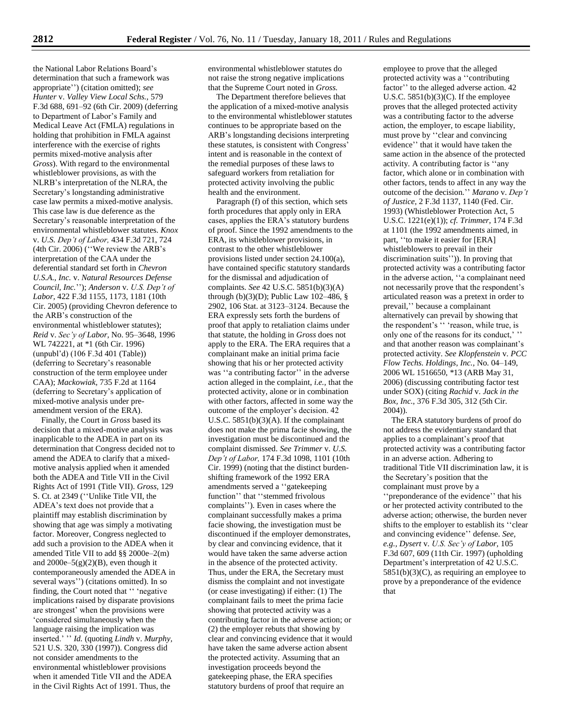the National Labor Relations Board's determination that such a framework was appropriate'') (citation omitted); *see Hunter* v. *Valley View Local Schs.,* 579 F.3d 688, 691–92 (6th Cir. 2009) (deferring to Department of Labor's Family and Medical Leave Act (FMLA) regulations in holding that prohibition in FMLA against interference with the exercise of rights permits mixed-motive analysis after *Gross*). With regard to the environmental whistleblower provisions, as with the NLRB's interpretation of the NLRA, the Secretary's longstanding administrative case law permits a mixed-motive analysis. This case law is due deference as the Secretary's reasonable interpretation of the environmental whistleblower statutes. *Knox* v. *U.S. Dep't of Labor,* 434 F.3d 721, 724 (4th Cir. 2006) (''We review the ARB's interpretation of the CAA under the deferential standard set forth in *Chevron U.S.A., Inc.* v. *Natural Resources Defense Council, Inc.*''); *Anderson* v. *U.S. Dep't of Labor,* 422 F.3d 1155, 1173, 1181 (10th Cir. 2005) (providing Chevron deference to the ARB's construction of the environmental whistleblower statutes); *Reid* v. *Sec'y of Labor,* No. 95–3648, 1996 WL 742221, at *1 (6th Cir. 1996) (unpubl'd) (106 F.3d 401 (Table)) (deferring to Secretary's reasonable construction of the term employee under CAA); *Mackowiak,* 735 F.2d at 1164 (deferring to Secretary's application of mixed-motive analysis under pre-amendment version of the ERA).

Finally, the Court in *Gross* based its decision that a mixed-motive analysis was inapplicable to the ADEA in part on its determination that Congress decided not to amend the ADEA to clarify that a mixed-motive analysis applied when it amended both the ADEA and Title VII in the Civil Rights Act of 1991 (Title VII). *Gross,* 129 S. Ct. at 2349 (''Unlike Title VII, the ADEA's text does not provide that a plaintiff may establish discrimination by showing that age was simply a motivating factor. Moreover, Congress neglected to add such a provision to the ADEA when it amended Title VII to add §§ 2000e–2(m) and 2000e–5(g)(2)(B), even though it contemporaneously amended the ADEA in several ways'') (citations omitted). In so finding, the Court noted that '' 'negative implications raised by disparate provisions are strongest' when the provisions were 'considered simultaneously when the language raising the implication was inserted.' '' *Id.* (quoting *Lindh* v. *Murphy,* 521 U.S. 320, 330 (1997)). Congress did not consider amendments to the environmental whistleblower provisions when it amended Title VII and the ADEA in the Civil Rights Act of 1991. Thus, the environmental whistleblower statutes do not raise the strong negative implications that the Supreme Court noted in *Gross.*

The Department therefore believes that the application of a mixed-motive analysis to the environmental whistleblower statutes continues to be appropriate based on the ARB's longstanding decisions interpreting these statutes, is consistent with Congress' intent and is reasonable in the context of the remedial purposes of these laws to safeguard workers from retaliation for protected activity involving the public health and the environment.

Paragraph (f) of this section, which sets forth procedures that apply only in ERA cases, applies the ERA's statutory burdens of proof. Since the 1992 amendments to the ERA, its whistleblower provisions, in contrast to the other whistleblower provisions listed under section 24.100(a), have contained specific statutory standards for the dismissal and adjudication of complaints. *See* 42 U.S.C. 5851(b)(3)(A) through (b)(3)(D); Public Law 102–486, § 2902, 106 Stat. at 3123–3124. Because the ERA expressly sets forth the burdens of proof that apply to retaliation claims under that statute, the holding in *Gross* does not apply to the ERA. The ERA requires that a complainant make an initial prima facie showing that his or her protected activity was ''a contributing factor'' in the adverse action alleged in the complaint, *i.e.,* that the protected activity, alone or in combination with other factors, affected in some way the outcome of the employer's decision. 42 U.S.C. 5851(b)(3)(A). If the complainant does not make the prima facie showing, the investigation must be discontinued and the complaint dismissed. *See Trimmer* v. *U.S. Dep't of Labor,* 174 F.3d 1098, 1101 (10th Cir. 1999) (noting that the distinct burden-shifting framework of the 1992 ERA amendments served a ''gatekeeping function'' that ''stemmed frivolous complaints''). Even in cases where the complainant successfully makes a prima facie showing, the investigation must be discontinued if the employer demonstrates, by clear and convincing evidence, that it would have taken the same adverse action in the absence of the protected activity. Thus, under the ERA, the Secretary must dismiss the complaint and not investigate (or cease investigating) if either: (1) The complainant fails to meet the prima facie showing that protected activity was a contributing factor in the adverse action; or (2) the employer rebuts that showing by clear and convincing evidence that it would have taken the same adverse action absent the protected activity. Assuming that an investigation proceeds beyond the gatekeeping phase, the ERA specifies statutory burdens of proof that require an employee to prove that the alleged protected activity was a ''contributing factor'' to the alleged adverse action. 42 U.S.C. 5851(b)(3)(C). If the employee proves that the alleged protected activity was a contributing factor to the adverse action, the employer, to escape liability, must prove by ''clear and convincing evidence'' that it would have taken the same action in the absence of the protected activity. A contributing factor is ''any factor, which alone or in combination with other factors, tends to affect in any way the outcome of the decision.'' *Marano* v. *Dep't of Justice,* 2 F.3d 1137, 1140 (Fed. Cir. 1993) (Whistleblower Protection Act, 5 U.S.C. 1221(e)(1)); *cf. Trimmer,* 174 F.3d at 1101 (the 1992 amendments aimed, in part, ''to make it easier for [ERA] whistleblowers to prevail in their discrimination suits'')). In proving that protected activity was a contributing factor in the adverse action, ''a complainant need not necessarily prove that the respondent's articulated reason was a pretext in order to prevail,'' because a complainant alternatively can prevail by showing that the respondent's '' 'reason, while true, is only one of the reasons for its conduct,' '' and that another reason was complainant's protected activity. *See Klopfenstein* v. *PCC Flow Techs. Holdings, Inc.,* No. 04–149, 2006 WL 1516650, *13 (ARB May 31, 2006) (discussing contributing factor test under SOX) (citing *Rachid* v. *Jack in the Box, Inc.,* 376 F.3d 305, 312 (5th Cir. 2004)).

The ERA statutory burdens of proof do not address the evidentiary standard that applies to a complainant's proof that protected activity was a contributing factor in an adverse action. Adhering to traditional Title VII discrimination law, it is the Secretary's position that the complainant must prove by a ''preponderance of the evidence'' that his or her protected activity contributed to the adverse action; otherwise, the burden never shifts to the employer to establish its ''clear and convincing evidence'' defense. *See, e.g., Dysert* v. *U.S. Sec'y of Labor,* 105 F.3d 607, 609 (11th Cir. 1997) (upholding Department's interpretation of 42 U.S.C. 5851(b)(3)(C), as requiring an employee to prove by a preponderance of the evidence that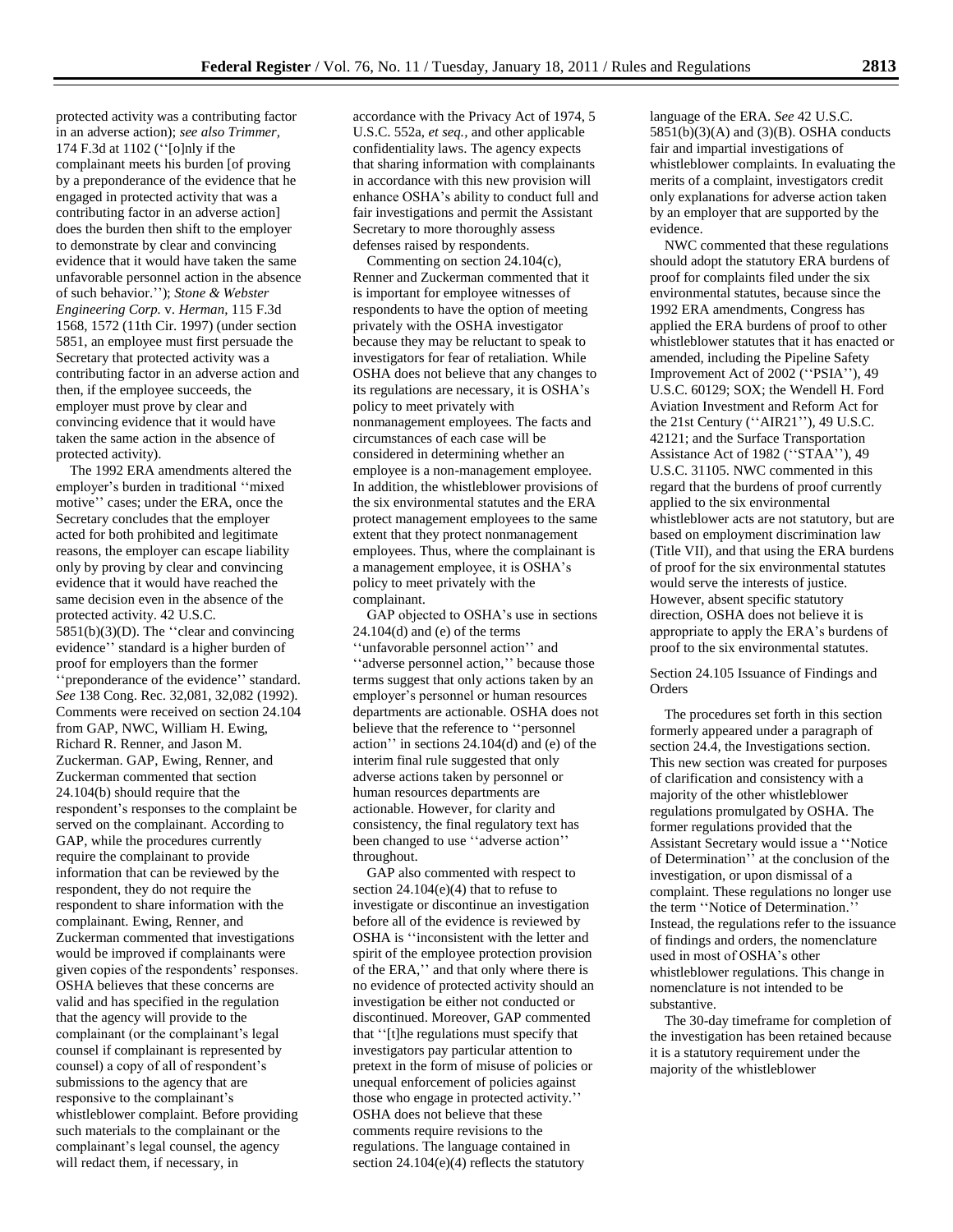protected activity was a contributing factor in an adverse action); *see also Trimmer,* 174 F.3d at 1102 (''[o]nly if the complainant meets his burden [of proving by a preponderance of the evidence that he engaged in protected activity that was a contributing factor in an adverse action] does the burden then shift to the employer to demonstrate by clear and convincing evidence that it would have taken the same unfavorable personnel action in the absence of such behavior.''); *Stone & Webster Engineering Corp.* v. *Herman,* 115 F.3d 1568, 1572 (11th Cir. 1997) (under section 5851, an employee must first persuade the Secretary that protected activity was a contributing factor in an adverse action and then, if the employee succeeds, the employer must prove by clear and convincing evidence that it would have taken the same action in the absence of protected activity).

The 1992 ERA amendments altered the employer's burden in traditional ''mixed motive'' cases; under the ERA, once the Secretary concludes that the employer acted for both prohibited and legitimate reasons, the employer can escape liability only by proving by clear and convincing evidence that it would have reached the same decision even in the absence of the protected activity. 42 U.S.C. 5851(b)(3)(D). The ''clear and convincing evidence'' standard is a higher burden of proof for employers than the former ''preponderance of the evidence'' standard. *See* 138 Cong. Rec. 32,081, 32,082 (1992). Comments were received on section 24.104 from GAP, NWC, William H. Ewing, Richard R. Renner, and Jason M. Zuckerman. GAP, Ewing, Renner, and Zuckerman commented that section 24.104(b) should require that the respondent's responses to the complaint be served on the complainant. According to GAP, while the procedures currently require the complainant to provide information that can be reviewed by the respondent, they do not require the respondent to share information with the complainant. Ewing, Renner, and Zuckerman commented that investigations would be improved if complainants were given copies of the respondents' responses. OSHA believes that these concerns are valid and has specified in the regulation that the agency will provide to the complainant (or the complainant's legal counsel if complainant is represented by counsel) a copy of all of respondent's submissions to the agency that are responsive to the complainant's whistleblower complaint. Before providing such materials to the complainant or the complainant's legal counsel, the agency will redact them, if necessary, in accordance with the Privacy Act of 1974, 5 U.S.C. 552a, *et seq.,* and other applicable confidentiality laws. The agency expects that sharing information with complainants in accordance with this new provision will enhance OSHA's ability to conduct full and fair investigations and permit the Assistant Secretary to more thoroughly assess defenses raised by respondents.

Commenting on section 24.104(c), Renner and Zuckerman commented that it is important for employee witnesses of respondents to have the option of meeting privately with the OSHA investigator because they may be reluctant to speak to investigators for fear of retaliation. While OSHA does not believe that any changes to its regulations are necessary, it is OSHA's policy to meet privately with nonmanagement employees. The facts and circumstances of each case will be considered in determining whether an employee is a non-management employee. In addition, the whistleblower provisions of the six environmental statutes and the ERA protect management employees to the same extent that they protect nonmanagement employees. Thus, where the complainant is a management employee, it is OSHA's policy to meet privately with the complainant.

GAP objected to OSHA's use in sections 24.104(d) and (e) of the terms ''unfavorable personnel action'' and ''adverse personnel action,'' because those terms suggest that only actions taken by an employer's personnel or human resources departments are actionable. OSHA does not believe that the reference to ''personnel action'' in sections 24.104(d) and (e) of the interim final rule suggested that only adverse actions taken by personnel or human resources departments are actionable. However, for clarity and consistency, the final regulatory text has been changed to use ''adverse action'' throughout.

GAP also commented with respect to section 24.104(e)(4) that to refuse to investigate or discontinue an investigation before all of the evidence is reviewed by OSHA is ''inconsistent with the letter and spirit of the employee protection provision of the ERA,'' and that only where there is no evidence of protected activity should an investigation be either not conducted or discontinued. Moreover, GAP commented that ''[t]he regulations must specify that investigators pay particular attention to pretext in the form of misuse of policies or unequal enforcement of policies against those who engage in protected activity.'' OSHA does not believe that these comments require revisions to the regulations. The language contained in section 24.104(e)(4) reflects the statutory language of the ERA. *See* 42 U.S.C. 5851(b)(3)(A) and (3)(B). OSHA conducts fair and impartial investigations of whistleblower complaints. In evaluating the merits of a complaint, investigators credit only explanations for adverse action taken by an employer that are supported by the evidence.

NWC commented that these regulations should adopt the statutory ERA burdens of proof for complaints filed under the six environmental statutes, because since the 1992 ERA amendments, Congress has applied the ERA burdens of proof to other whistleblower statutes that it has enacted or amended, including the Pipeline Safety Improvement Act of 2002 (''PSIA''), 49 U.S.C. 60129; SOX; the Wendell H. Ford Aviation Investment and Reform Act for the 21st Century (''AIR21''), 49 U.S.C. 42121; and the Surface Transportation Assistance Act of 1982 (''STAA''), 49 U.S.C. 31105. NWC commented in this regard that the burdens of proof currently applied to the six environmental whistleblower acts are not statutory, but are based on employment discrimination law (Title VII), and that using the ERA burdens of proof for the six environmental statutes would serve the interests of justice. However, absent specific statutory direction, OSHA does not believe it is appropriate to apply the ERA's burdens of proof to the six environmental statutes.

### Section 24.105 Issuance of Findings and Orders

The procedures set forth in this section formerly appeared under a paragraph of section 24.4, the Investigations section. This new section was created for purposes of clarification and consistency with a majority of the other whistleblower regulations promulgated by OSHA. The former regulations provided that the Assistant Secretary would issue a ''Notice of Determination'' at the conclusion of the investigation, or upon dismissal of a complaint. These regulations no longer use the term ''Notice of Determination.'' Instead, the regulations refer to the issuance of findings and orders, the nomenclature used in most of OSHA's other whistleblower regulations. This change in nomenclature is not intended to be substantive.

The 30-day timeframe for completion of the investigation has been retained because it is a statutory requirement under the majority of the whistleblower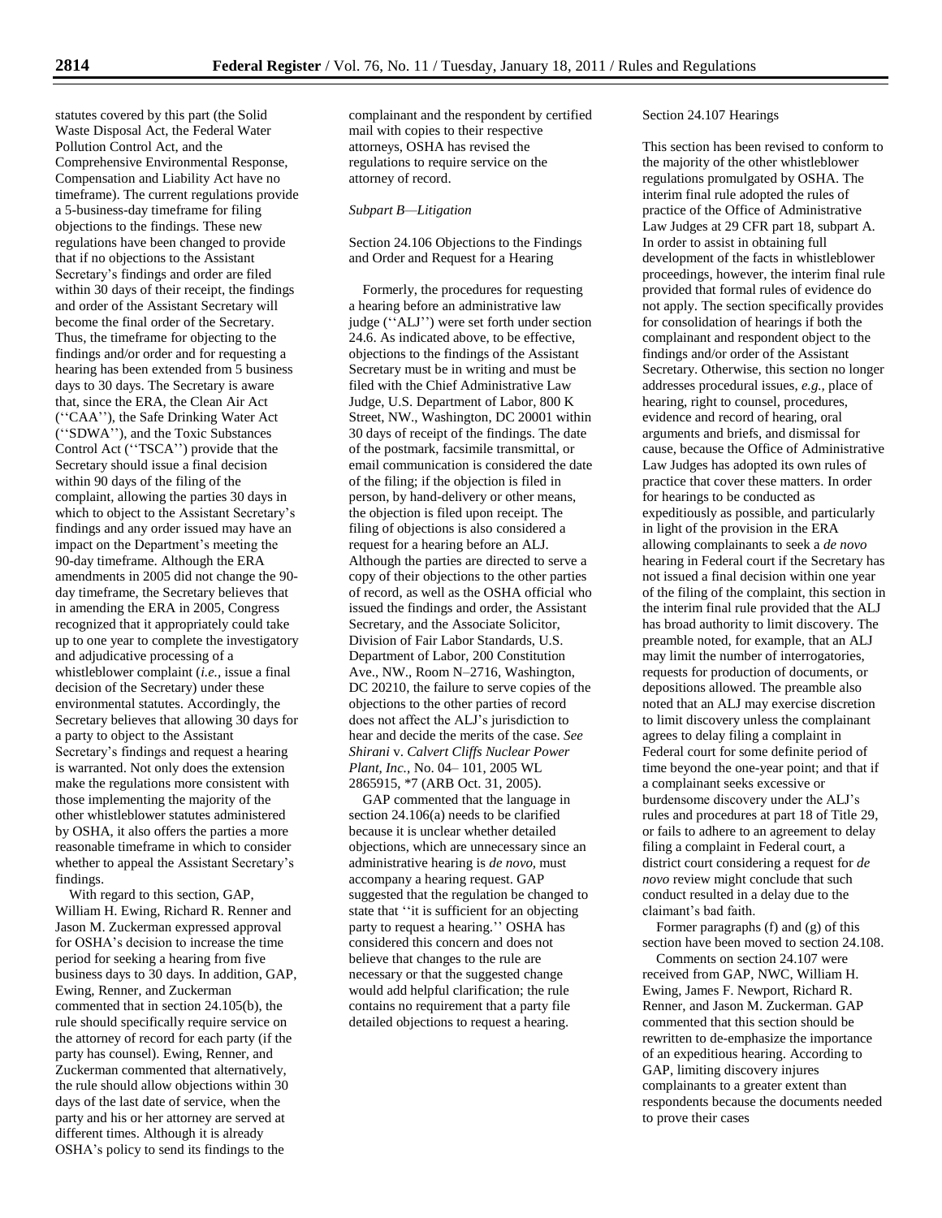statutes covered by this part (the Solid Waste Disposal Act, the Federal Water Pollution Control Act, and the Comprehensive Environmental Response, Compensation and Liability Act have no timeframe). The current regulations provide a 5-business-day timeframe for filing objections to the findings. These new regulations have been changed to provide that if no objections to the Assistant Secretary's findings and order are filed within 30 days of their receipt, the findings and order of the Assistant Secretary will become the final order of the Secretary. Thus, the timeframe for objecting to the findings and/or order and for requesting a hearing has been extended from 5 business days to 30 days. The Secretary is aware that, since the ERA, the Clean Air Act (''CAA''), the Safe Drinking Water Act (''SDWA''), and the Toxic Substances Control Act (''TSCA'') provide that the Secretary should issue a final decision within 90 days of the filing of the complaint, allowing the parties 30 days in which to object to the Assistant Secretary's findings and any order issued may have an impact on the Department's meeting the 90-day timeframe. Although the ERA amendments in 2005 did not change the 90-day timeframe, the Secretary believes that in amending the ERA in 2005, Congress recognized that it appropriately could take up to one year to complete the investigatory and adjudicative processing of a whistleblower complaint (*i.e.,* issue a final decision of the Secretary) under these environmental statutes. Accordingly, the Secretary believes that allowing 30 days for a party to object to the Assistant Secretary's findings and request a hearing is warranted. Not only does the extension make the regulations more consistent with those implementing the majority of the other whistleblower statutes administered by OSHA, it also offers the parties a more reasonable timeframe in which to consider whether to appeal the Assistant Secretary's findings.

With regard to this section, GAP, William H. Ewing, Richard R. Renner and Jason M. Zuckerman expressed approval for OSHA's decision to increase the time period for seeking a hearing from five business days to 30 days. In addition, GAP, Ewing, Renner, and Zuckerman commented that in section 24.105(b), the rule should specifically require service on the attorney of record for each party (if the party has counsel). Ewing, Renner, and Zuckerman commented that alternatively, the rule should allow objections within 30 days of the last date of service, when the party and his or her attorney are served at different times. Although it is already OSHA's policy to send its findings to the complainant and the respondent by certified mail with copies to their respective attorneys, OSHA has revised the regulations to require service on the attorney of record.

*Subpart B—Litigation*

Section 24.106 Objections to the Findings and Order and Request for a Hearing

Formerly, the procedures for requesting a hearing before an administrative law judge (''ALJ'') were set forth under section 24.6. As indicated above, to be effective, objections to the findings of the Assistant Secretary must be in writing and must be filed with the Chief Administrative Law Judge, U.S. Department of Labor, 800 K Street, NW., Washington, DC 20001 within 30 days of receipt of the findings. The date of the postmark, facsimile transmittal, or email communication is considered the date of the filing; if the objection is filed in person, by hand-delivery or other means, the objection is filed upon receipt. The filing of objections is also considered a request for a hearing before an ALJ. Although the parties are directed to serve a copy of their objections to the other parties of record, as well as the OSHA official who issued the findings and order, the Assistant Secretary, and the Associate Solicitor, Division of Fair Labor Standards, U.S. Department of Labor, 200 Constitution Ave., NW., Room N–2716, Washington, DC 20210, the failure to serve copies of the objections to the other parties of record does not affect the ALJ's jurisdiction to hear and decide the merits of the case. *See Shirani* v. *Calvert Cliffs Nuclear Power Plant, Inc.,* No. 04– 101, 2005 WL 2865915, *7 (ARB Oct. 31, 2005).

GAP commented that the language in section 24.106(a) needs to be clarified because it is unclear whether detailed objections, which are unnecessary since an administrative hearing is *de novo,* must accompany a hearing request. GAP suggested that the regulation be changed to state that ''it is sufficient for an objecting party to request a hearing.'' OSHA has considered this concern and does not believe that changes to the rule are necessary or that the suggested change would add helpful clarification; the rule contains no requirement that a party file detailed objections to request a hearing.

Section 24.107 Hearings

This section has been revised to conform to the majority of the other whistleblower regulations promulgated by OSHA. The interim final rule adopted the rules of practice of the Office of Administrative Law Judges at 29 CFR part 18, subpart A. In order to assist in obtaining full development of the facts in whistleblower proceedings, however, the interim final rule provided that formal rules of evidence do not apply. The section specifically provides for consolidation of hearings if both the complainant and respondent object to the findings and/or order of the Assistant Secretary. Otherwise, this section no longer addresses procedural issues, *e.g.,* place of hearing, right to counsel, procedures, evidence and record of hearing, oral arguments and briefs, and dismissal for cause, because the Office of Administrative Law Judges has adopted its own rules of practice that cover these matters. In order for hearings to be conducted as expeditiously as possible, and particularly in light of the provision in the ERA allowing complainants to seek a *de novo* hearing in Federal court if the Secretary has not issued a final decision within one year of the filing of the complaint, this section in the interim final rule provided that the ALJ has broad authority to limit discovery. The preamble noted, for example, that an ALJ may limit the number of interrogatories, requests for production of documents, or depositions allowed. The preamble also noted that an ALJ may exercise discretion to limit discovery unless the complainant agrees to delay filing a complaint in Federal court for some definite period of time beyond the one-year point; and that if a complainant seeks excessive or burdensome discovery under the ALJ's rules and procedures at part 18 of Title 29, or fails to adhere to an agreement to delay filing a complaint in Federal court, a district court considering a request for *de novo* review might conclude that such conduct resulted in a delay due to the claimant's bad faith.

Former paragraphs (f) and (g) of this section have been moved to section 24.108.

Comments on section 24.107 were received from GAP, NWC, William H. Ewing, James F. Newport, Richard R. Renner, and Jason M. Zuckerman. GAP commented that this section should be rewritten to de-emphasize the importance of an expeditious hearing. According to GAP, limiting discovery injures complainants to a greater extent than respondents because the documents needed to prove their cases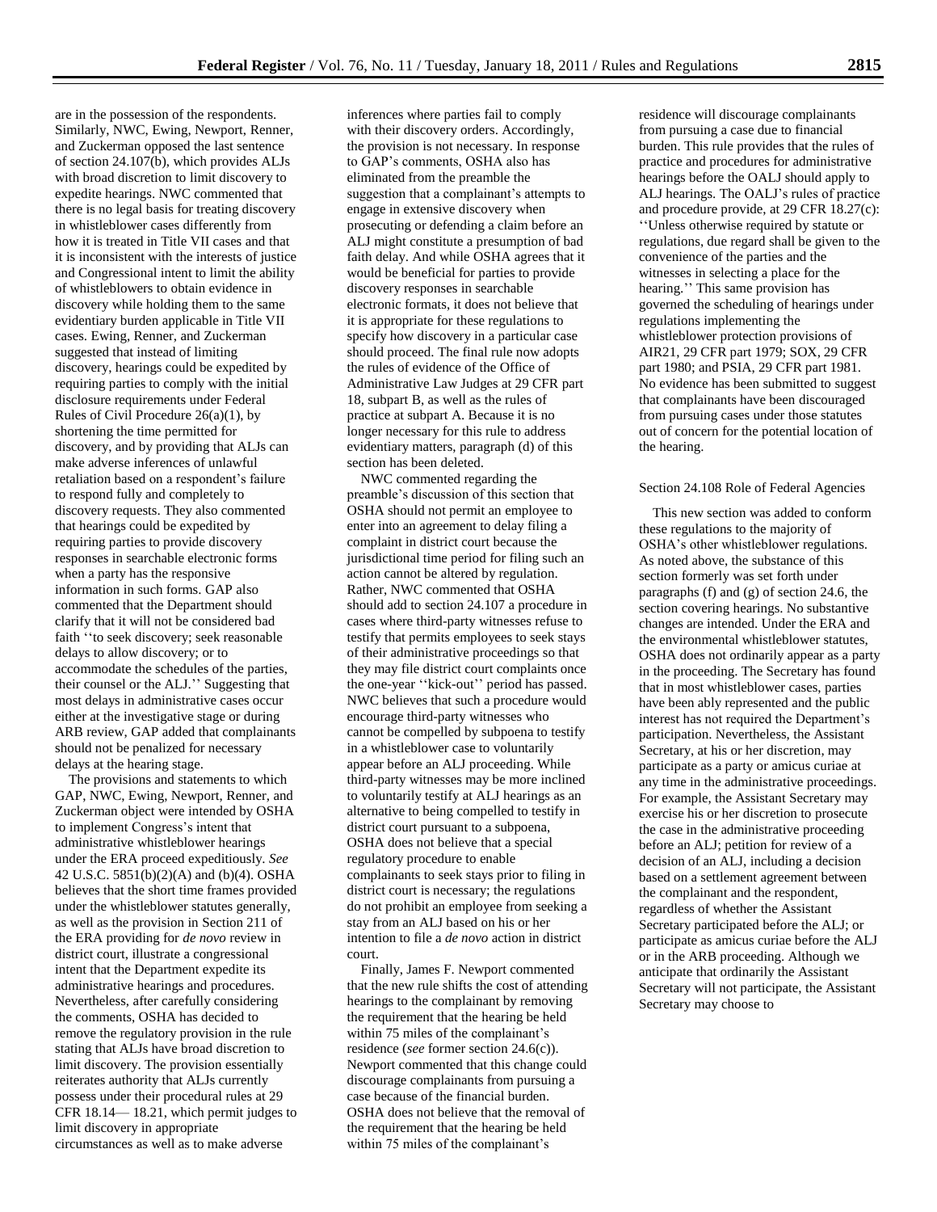are in the possession of the respondents. Similarly, NWC, Ewing, Newport, Renner, and Zuckerman opposed the last sentence of section 24.107(b), which provides ALJs with broad discretion to limit discovery to expedite hearings. NWC commented that there is no legal basis for treating discovery in whistleblower cases differently from how it is treated in Title VII cases and that it is inconsistent with the interests of justice and Congressional intent to limit the ability of whistleblowers to obtain evidence in discovery while holding them to the same evidentiary burden applicable in Title VII cases. Ewing, Renner, and Zuckerman suggested that instead of limiting discovery, hearings could be expedited by requiring parties to comply with the initial disclosure requirements under Federal Rules of Civil Procedure 26(a)(1), by shortening the time permitted for discovery, and by providing that ALJs can make adverse inferences of unlawful retaliation based on a respondent's failure to respond fully and completely to discovery requests. They also commented that hearings could be expedited by requiring parties to provide discovery responses in searchable electronic forms when a party has the responsive information in such forms. GAP also commented that the Department should clarify that it will not be considered bad faith ''to seek discovery; seek reasonable delays to allow discovery; or to accommodate the schedules of the parties, their counsel or the ALJ.'' Suggesting that most delays in administrative cases occur either at the investigative stage or during ARB review, GAP added that complainants should not be penalized for necessary delays at the hearing stage.

The provisions and statements to which GAP, NWC, Ewing, Newport, Renner, and Zuckerman object were intended by OSHA to implement Congress's intent that administrative whistleblower hearings under the ERA proceed expeditiously. *See* 42 U.S.C. 5851(b)(2)(A) and (b)(4). OSHA believes that the short time frames provided under the whistleblower statutes generally, as well as the provision in Section 211 of the ERA providing for *de novo* review in district court, illustrate a congressional intent that the Department expedite its administrative hearings and procedures. Nevertheless, after carefully considering the comments, OSHA has decided to remove the regulatory provision in the rule stating that ALJs have broad discretion to limit discovery. The provision essentially reiterates authority that ALJs currently possess under their procedural rules at 29 CFR 18.14— 18.21, which permit judges to limit discovery in appropriate circumstances as well as to make adverse inferences where parties fail to comply with their discovery orders. Accordingly, the provision is not necessary. In response to GAP's comments, OSHA also has eliminated from the preamble the suggestion that a complainant's attempts to engage in extensive discovery when prosecuting or defending a claim before an ALJ might constitute a presumption of bad faith delay. And while OSHA agrees that it would be beneficial for parties to provide discovery responses in searchable electronic formats, it does not believe that it is appropriate for these regulations to specify how discovery in a particular case should proceed. The final rule now adopts the rules of evidence of the Office of Administrative Law Judges at 29 CFR part 18, subpart B, as well as the rules of practice at subpart A. Because it is no longer necessary for this rule to address evidentiary matters, paragraph (d) of this section has been deleted.

NWC commented regarding the preamble's discussion of this section that OSHA should not permit an employee to enter into an agreement to delay filing a complaint in district court because the jurisdictional time period for filing such an action cannot be altered by regulation. Rather, NWC commented that OSHA should add to section 24.107 a procedure in cases where third-party witnesses refuse to testify that permits employees to seek stays of their administrative proceedings so that they may file district court complaints once the one-year ''kick-out'' period has passed. NWC believes that such a procedure would encourage third-party witnesses who cannot be compelled by subpoena to testify in a whistleblower case to voluntarily appear before an ALJ proceeding. While third-party witnesses may be more inclined to voluntarily testify at ALJ hearings as an alternative to being compelled to testify in district court pursuant to a subpoena, OSHA does not believe that a special regulatory procedure to enable complainants to seek stays prior to filing in district court is necessary; the regulations do not prohibit an employee from seeking a stay from an ALJ based on his or her intention to file a *de novo* action in district court.

Finally, James F. Newport commented that the new rule shifts the cost of attending hearings to the complainant by removing the requirement that the hearing be held within 75 miles of the complainant's residence (*see* former section 24.6(c)). Newport commented that this change could discourage complainants from pursuing a case because of the financial burden. OSHA does not believe that the removal of the requirement that the hearing be held within 75 miles of the complainant's residence will discourage complainants from pursuing a case due to financial burden. This rule provides that the rules of practice and procedures for administrative hearings before the OALJ should apply to ALJ hearings. The OALJ's rules of practice and procedure provide, at 29 CFR 18.27(c): ''Unless otherwise required by statute or regulations, due regard shall be given to the convenience of the parties and the witnesses in selecting a place for the hearing.'' This same provision has governed the scheduling of hearings under regulations implementing the whistleblower protection provisions of AIR21, 29 CFR part 1979; SOX, 29 CFR part 1980; and PSIA, 29 CFR part 1981. No evidence has been submitted to suggest that complainants have been discouraged from pursuing cases under those statutes out of concern for the potential location of the hearing.

Section 24.108 Role of Federal Agencies

This new section was added to conform these regulations to the majority of OSHA's other whistleblower regulations. As noted above, the substance of this section formerly was set forth under paragraphs (f) and (g) of section 24.6, the section covering hearings. No substantive changes are intended. Under the ERA and the environmental whistleblower statutes, OSHA does not ordinarily appear as a party in the proceeding. The Secretary has found that in most whistleblower cases, parties have been ably represented and the public interest has not required the Department's participation. Nevertheless, the Assistant Secretary, at his or her discretion, may participate as a party or amicus curiae at any time in the administrative proceedings. For example, the Assistant Secretary may exercise his or her discretion to prosecute the case in the administrative proceeding before an ALJ; petition for review of a decision of an ALJ, including a decision based on a settlement agreement between the complainant and the respondent, regardless of whether the Assistant Secretary participated before the ALJ; or participate as amicus curiae before the ALJ or in the ARB proceeding. Although we anticipate that ordinarily the Assistant Secretary will not participate, the Assistant Secretary may choose to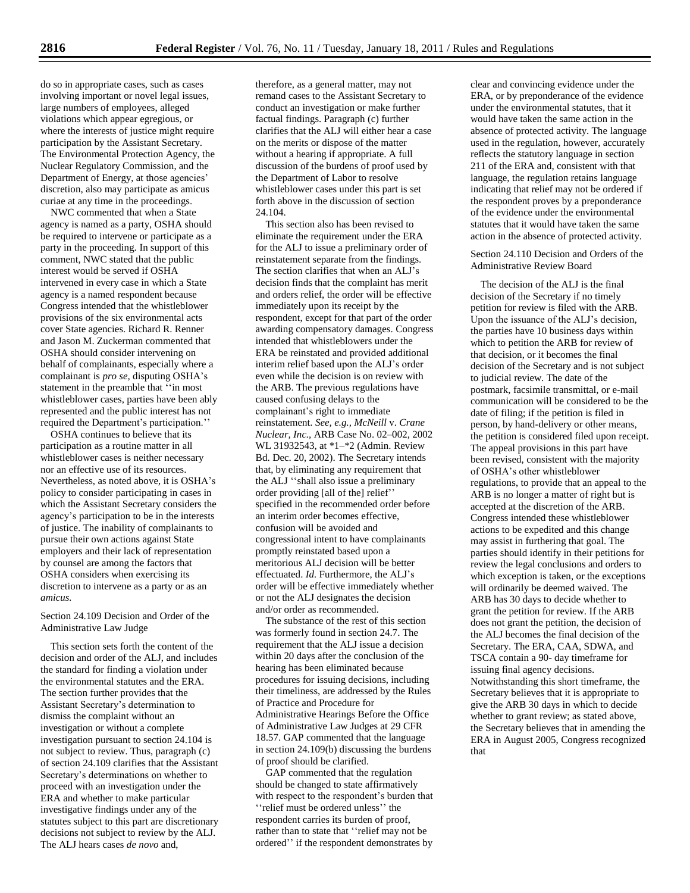do so in appropriate cases, such as cases involving important or novel legal issues, large numbers of employees, alleged violations which appear egregious, or where the interests of justice might require participation by the Assistant Secretary. The Environmental Protection Agency, the Nuclear Regulatory Commission, and the Department of Energy, at those agencies' discretion, also may participate as amicus curiae at any time in the proceedings.

NWC commented that when a State agency is named as a party, OSHA should be required to intervene or participate as a party in the proceeding. In support of this comment, NWC stated that the public interest would be served if OSHA intervened in every case in which a State agency is a named respondent because Congress intended that the whistleblower provisions of the six environmental acts cover State agencies. Richard R. Renner and Jason M. Zuckerman commented that OSHA should consider intervening on behalf of complainants, especially where a complainant is *pro se*, disputing OSHA's statement in the preamble that ''in most whistleblower cases, parties have been ably represented and the public interest has not required the Department's participation.''

OSHA continues to believe that its participation as a routine matter in all whistleblower cases is neither necessary nor an effective use of its resources. Nevertheless, as noted above, it is OSHA's policy to consider participating in cases in which the Assistant Secretary considers the agency's participation to be in the interests of justice. The inability of complainants to pursue their own actions against State employers and their lack of representation by counsel are among the factors that OSHA considers when exercising its discretion to intervene as a party or as an *amicus.*

Section 24.109 Decision and Order of the Administrative Law Judge

This section sets forth the content of the decision and order of the ALJ, and includes the standard for finding a violation under the environmental statutes and the ERA. The section further provides that the Assistant Secretary's determination to dismiss the complaint without an investigation or without a complete investigation pursuant to section 24.104 is not subject to review. Thus, paragraph (c) of section 24.109 clarifies that the Assistant Secretary's determinations on whether to proceed with an investigation under the ERA and whether to make particular investigative findings under any of the statutes subject to this part are discretionary decisions not subject to review by the ALJ. The ALJ hears cases *de novo* and, therefore, as a general matter, may not remand cases to the Assistant Secretary to conduct an investigation or make further factual findings. Paragraph (c) further clarifies that the ALJ will either hear a case on the merits or dispose of the matter without a hearing if appropriate. A full discussion of the burdens of proof used by the Department of Labor to resolve whistleblower cases under this part is set forth above in the discussion of section 24.104.

This section also has been revised to eliminate the requirement under the ERA for the ALJ to issue a preliminary order of reinstatement separate from the findings. The section clarifies that when an ALJ's decision finds that the complaint has merit and orders relief, the order will be effective immediately upon its receipt by the respondent, except for that part of the order awarding compensatory damages. Congress intended that whistleblowers under the ERA be reinstated and provided additional interim relief based upon the ALJ's order even while the decision is on review with the ARB. The previous regulations have caused confusing delays to the complainant's right to immediate reinstatement. *See, e.g., McNeill* v. *Crane Nuclear, Inc.,* ARB Case No. 02–002, 2002 WL 31932543, at *1–*2 (Admin. Review Bd. Dec. 20, 2002). The Secretary intends that, by eliminating any requirement that the ALJ ''shall also issue a preliminary order providing [all of the] relief'' specified in the recommended order before an interim order becomes effective, confusion will be avoided and congressional intent to have complainants promptly reinstated based upon a meritorious ALJ decision will be better effectuated. *Id.* Furthermore, the ALJ's order will be effective immediately whether or not the ALJ designates the decision and/or order as recommended.

The substance of the rest of this section was formerly found in section 24.7. The requirement that the ALJ issue a decision within 20 days after the conclusion of the hearing has been eliminated because procedures for issuing decisions, including their timeliness, are addressed by the Rules of Practice and Procedure for Administrative Hearings Before the Office of Administrative Law Judges at 29 CFR 18.57. GAP commented that the language in section 24.109(b) discussing the burdens of proof should be clarified.

GAP commented that the regulation should be changed to state affirmatively with respect to the respondent's burden that ''relief must be ordered unless'' the respondent carries its burden of proof, rather than to state that ''relief may not be ordered'' if the respondent demonstrates by clear and convincing evidence under the ERA, or by preponderance of the evidence under the environmental statutes, that it would have taken the same action in the absence of protected activity. The language used in the regulation, however, accurately reflects the statutory language in section 211 of the ERA and, consistent with that language, the regulation retains language indicating that relief may not be ordered if the respondent proves by a preponderance of the evidence under the environmental statutes that it would have taken the same action in the absence of protected activity.

Section 24.110 Decision and Orders of the Administrative Review Board

The decision of the ALJ is the final decision of the Secretary if no timely petition for review is filed with the ARB. Upon the issuance of the ALJ's decision, the parties have 10 business days within which to petition the ARB for review of that decision, or it becomes the final decision of the Secretary and is not subject to judicial review. The date of the postmark, facsimile transmittal, or e-mail communication will be considered to be the date of filing; if the petition is filed in person, by hand-delivery or other means, the petition is considered filed upon receipt. The appeal provisions in this part have been revised, consistent with the majority of OSHA's other whistleblower regulations, to provide that an appeal to the ARB is no longer a matter of right but is accepted at the discretion of the ARB. Congress intended these whistleblower actions to be expedited and this change may assist in furthering that goal. The parties should identify in their petitions for review the legal conclusions and orders to which exception is taken, or the exceptions will ordinarily be deemed waived. The ARB has 30 days to decide whether to grant the petition for review. If the ARB does not grant the petition, the decision of the ALJ becomes the final decision of the Secretary. The ERA, CAA, SDWA, and TSCA contain a 90- day timeframe for issuing final agency decisions. Notwithstanding this short timeframe, the Secretary believes that it is appropriate to give the ARB 30 days in which to decide whether to grant review; as stated above, the Secretary believes that in amending the ERA in August 2005, Congress recognized that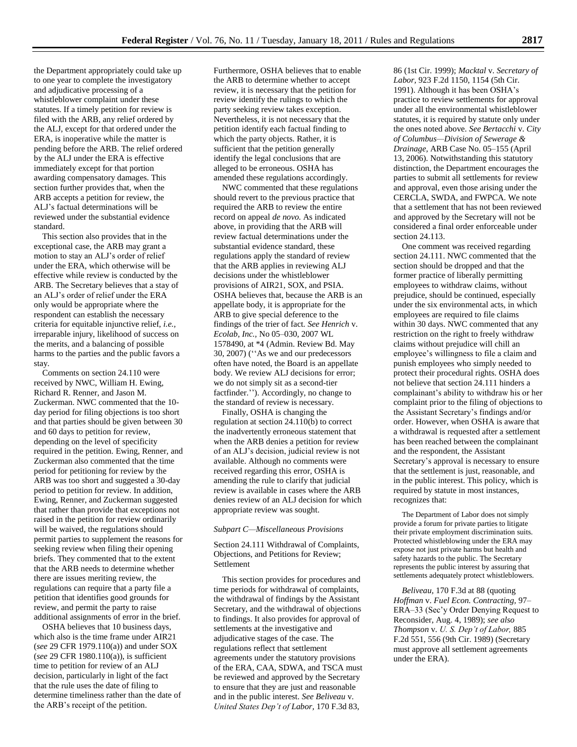the Department appropriately could take up to one year to complete the investigatory and adjudicative processing of a whistleblower complaint under these statutes. If a timely petition for review is filed with the ARB, any relief ordered by the ALJ, except for that ordered under the ERA, is inoperative while the matter is pending before the ARB. The relief ordered by the ALJ under the ERA is effective immediately except for that portion awarding compensatory damages. This section further provides that, when the ARB accepts a petition for review, the ALJ's factual determinations will be reviewed under the substantial evidence standard.

This section also provides that in the exceptional case, the ARB may grant a motion to stay an ALJ's order of relief under the ERA, which otherwise will be effective while review is conducted by the ARB. The Secretary believes that a stay of an ALJ's order of relief under the ERA only would be appropriate where the respondent can establish the necessary criteria for equitable injunctive relief, *i.e.,* irreparable injury, likelihood of success on the merits, and a balancing of possible harms to the parties and the public favors a stay.

Comments on section 24.110 were received by NWC, William H. Ewing, Richard R. Renner, and Jason M. Zuckerman. NWC commented that the 10-day period for filing objections is too short and that parties should be given between 30 and 60 days to petition for review, depending on the level of specificity required in the petition. Ewing, Renner, and Zuckerman also commented that the time period for petitioning for review by the ARB was too short and suggested a 30-day period to petition for review. In addition, Ewing, Renner, and Zuckerman suggested that rather than provide that exceptions not raised in the petition for review ordinarily will be waived, the regulations should permit parties to supplement the reasons for seeking review when filing their opening briefs. They commented that to the extent that the ARB needs to determine whether there are issues meriting review, the regulations can require that a party file a petition that identifies good grounds for review, and permit the party to raise additional assignments of error in the brief.

OSHA believes that 10 business days, which also is the time frame under AIR21 (*see* 29 CFR 1979.110(a)) and under SOX (*see* 29 CFR 1980.110(a)), is sufficient time to petition for review of an ALJ decision, particularly in light of the fact that the rule uses the date of filing to determine timeliness rather than the date of the ARB's receipt of the petition.

Furthermore, OSHA believes that to enable the ARB to determine whether to accept review, it is necessary that the petition for review identify the rulings to which the party seeking review takes exception. Nevertheless, it is not necessary that the petition identify each factual finding to which the party objects. Rather, it is sufficient that the petition generally identify the legal conclusions that are alleged to be erroneous. OSHA has amended these regulations accordingly.

NWC commented that these regulations should revert to the previous practice that required the ARB to review the entire record on appeal *de novo.* As indicated above, in providing that the ARB will review factual determinations under the substantial evidence standard, these regulations apply the standard of review that the ARB applies in reviewing ALJ decisions under the whistleblower provisions of AIR21, SOX, and PSIA. OSHA believes that, because the ARB is an appellate body, it is appropriate for the ARB to give special deference to the findings of the trier of fact. *See Henrich* v. *Ecolab, Inc.,* No 05–030, 2007 WL 1578490, at *4 (Admin. Review Bd. May 30, 2007) (''As we and our predecessors often have noted, the Board is an appellate body. We review ALJ decisions for error; we do not simply sit as a second-tier factfinder.''). Accordingly, no change to the standard of review is necessary.

Finally, OSHA is changing the regulation at section 24.110(b) to correct the inadvertently erroneous statement that when the ARB denies a petition for review of an ALJ's decision, judicial review is not available. Although no comments were received regarding this error, OSHA is amending the rule to clarify that judicial review is available in cases where the ARB denies review of an ALJ decision for which appropriate review was sought.

### *Subpart C—Miscellaneous Provisions*

Section 24.111 Withdrawal of Complaints, Objections, and Petitions for Review; Settlement

This section provides for procedures and time periods for withdrawal of complaints, the withdrawal of findings by the Assistant Secretary, and the withdrawal of objections to findings. It also provides for approval of settlements at the investigative and adjudicative stages of the case. The regulations reflect that settlement agreements under the statutory provisions of the ERA, CAA, SDWA, and TSCA must be reviewed and approved by the Secretary to ensure that they are just and reasonable and in the public interest. *See Beliveau* v. *United States Dep't of Labor,* 170 F.3d 83, 86 (1st Cir. 1999); *Macktal* v. *Secretary of Labor,* 923 F.2d 1150, 1154 (5th Cir. 1991). Although it has been OSHA's practice to review settlements for approval under all the environmental whistleblower statutes, it is required by statute only under the ones noted above. *See Bertacchi* v. *City of Columbus—Division of Sewerage & Drainage,* ARB Case No. 05–155 (April 13, 2006). Notwithstanding this statutory distinction, the Department encourages the parties to submit all settlements for review and approval, even those arising under the CERCLA, SWDA, and FWPCA. We note that a settlement that has not been reviewed and approved by the Secretary will not be considered a final order enforceable under section 24.113.

One comment was received regarding section 24.111. NWC commented that the section should be dropped and that the former practice of liberally permitting employees to withdraw claims, without prejudice, should be continued, especially under the six environmental acts, in which employees are required to file claims within 30 days. NWC commented that any restriction on the right to freely withdraw claims without prejudice will chill an employee's willingness to file a claim and punish employees who simply needed to protect their procedural rights. OSHA does not believe that section 24.111 hinders a complainant's ability to withdraw his or her complaint prior to the filing of objections to the Assistant Secretary's findings and/or order. However, when OSHA is aware that a withdrawal is requested after a settlement has been reached between the complainant and the respondent, the Assistant Secretary's approval is necessary to ensure that the settlement is just, reasonable, and in the public interest. This policy, which is required by statute in most instances, recognizes that:

> The Department of Labor does not simply provide a forum for private parties to litigate their private employment discrimination suits. Protected whistleblowing under the ERA may expose not just private harms but health and safety hazards to the public. The Secretary represents the public interest by assuring that settlements adequately protect whistleblowers.

*Beliveau,* 170 F.3d at 88 (quoting *Hoffman* v. *Fuel Econ. Contracting,* 97–ERA–33 (Sec'y Order Denying Request to Reconsider, Aug. 4, 1989); *see also Thompson* v. *U. S. Dep't of Labor,* 885 F.2d 551, 556 (9th Cir. 1989) (Secretary must approve all settlement agreements under the ERA).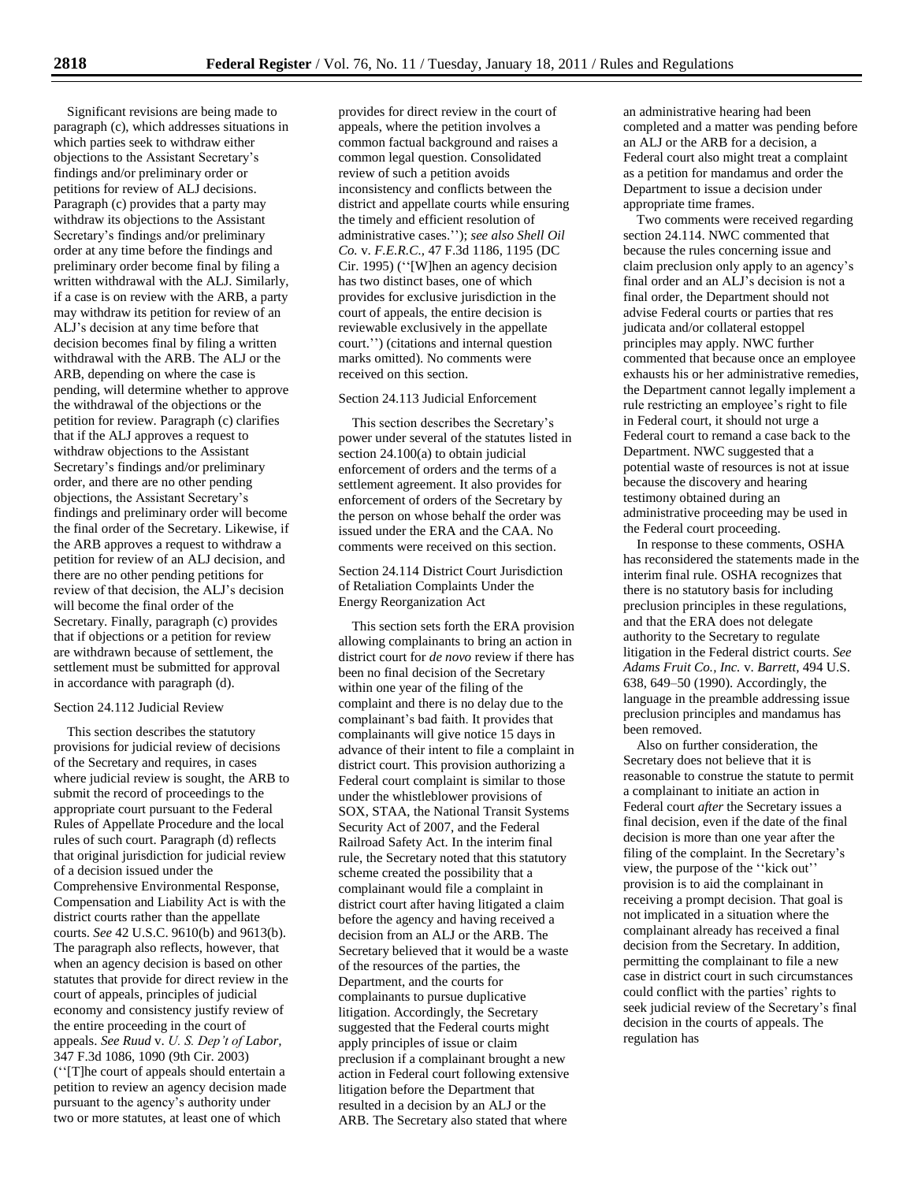Significant revisions are being made to paragraph (c), which addresses situations in which parties seek to withdraw either objections to the Assistant Secretary's findings and/or preliminary order or petitions for review of ALJ decisions. Paragraph (c) provides that a party may withdraw its objections to the Assistant Secretary's findings and/or preliminary order at any time before the findings and preliminary order become final by filing a written withdrawal with the ALJ. Similarly, if a case is on review with the ARB, a party may withdraw its petition for review of an ALJ's decision at any time before that decision becomes final by filing a written withdrawal with the ARB. The ALJ or the ARB, depending on where the case is pending, will determine whether to approve the withdrawal of the objections or the petition for review. Paragraph (c) clarifies that if the ALJ approves a request to withdraw objections to the Assistant Secretary's findings and/or preliminary order, and there are no other pending objections, the Assistant Secretary's findings and preliminary order will become the final order of the Secretary. Likewise, if the ARB approves a request to withdraw a petition for review of an ALJ decision, and there are no other pending petitions for review of that decision, the ALJ's decision will become the final order of the Secretary. Finally, paragraph (c) provides that if objections or a petition for review are withdrawn because of settlement, the settlement must be submitted for approval in accordance with paragraph (d).

Section 24.112 Judicial Review

This section describes the statutory provisions for judicial review of decisions of the Secretary and requires, in cases where judicial review is sought, the ARB to submit the record of proceedings to the appropriate court pursuant to the Federal Rules of Appellate Procedure and the local rules of such court. Paragraph (d) reflects that original jurisdiction for judicial review of a decision issued under the Comprehensive Environmental Response, Compensation and Liability Act is with the district courts rather than the appellate courts. *See* 42 U.S.C. 9610(b) and 9613(b). The paragraph also reflects, however, that when an agency decision is based on other statutes that provide for direct review in the court of appeals, principles of judicial economy and consistency justify review of the entire proceeding in the court of appeals. *See Ruud* v. *U. S. Dep't of Labor,* 347 F.3d 1086, 1090 (9th Cir. 2003) (''[T]he court of appeals should entertain a petition to review an agency decision made pursuant to the agency's authority under two or more statutes, at least one of which provides for direct review in the court of appeals, where the petition involves a common factual background and raises a common legal question. Consolidated review of such a petition avoids inconsistency and conflicts between the district and appellate courts while ensuring the timely and efficient resolution of administrative cases.''); *see also Shell Oil Co.* v. *F.E.R.C.,* 47 F.3d 1186, 1195 (DC Cir. 1995) (''[W]hen an agency decision has two distinct bases, one of which provides for exclusive jurisdiction in the court of appeals, the entire decision is reviewable exclusively in the appellate court.'') (citations and internal question marks omitted). No comments were received on this section.

Section 24.113 Judicial Enforcement

This section describes the Secretary's power under several of the statutes listed in section 24.100(a) to obtain judicial enforcement of orders and the terms of a settlement agreement. It also provides for enforcement of orders of the Secretary by the person on whose behalf the order was issued under the ERA and the CAA. No comments were received on this section.

Section 24.114 District Court Jurisdiction of Retaliation Complaints Under the Energy Reorganization Act

This section sets forth the ERA provision allowing complainants to bring an action in district court for *de novo* review if there has been no final decision of the Secretary within one year of the filing of the complaint and there is no delay due to the complainant's bad faith. It provides that complainants will give notice 15 days in advance of their intent to file a complaint in district court. This provision authorizing a Federal court complaint is similar to those under the whistleblower provisions of SOX, STAA, the National Transit Systems Security Act of 2007, and the Federal Railroad Safety Act. In the interim final rule, the Secretary noted that this statutory scheme created the possibility that a complainant would file a complaint in district court after having litigated a claim before the agency and having received a decision from an ALJ or the ARB. The Secretary believed that it would be a waste of the resources of the parties, the Department, and the courts for complainants to pursue duplicative litigation. Accordingly, the Secretary suggested that the Federal courts might apply principles of issue or claim preclusion if a complainant brought a new action in Federal court following extensive litigation before the Department that resulted in a decision by an ALJ or the ARB. The Secretary also stated that where an administrative hearing had been completed and a matter was pending before an ALJ or the ARB for a decision, a Federal court also might treat a complaint as a petition for mandamus and order the Department to issue a decision under appropriate time frames.

Two comments were received regarding section 24.114. NWC commented that because the rules concerning issue and claim preclusion only apply to an agency's final order and an ALJ's decision is not a final order, the Department should not advise Federal courts or parties that res judicata and/or collateral estoppel principles may apply. NWC further commented that because once an employee exhausts his or her administrative remedies, the Department cannot legally implement a rule restricting an employee's right to file in Federal court, it should not urge a Federal court to remand a case back to the Department. NWC suggested that a potential waste of resources is not at issue because the discovery and hearing testimony obtained during an administrative proceeding may be used in the Federal court proceeding.

In response to these comments, OSHA has reconsidered the statements made in the interim final rule. OSHA recognizes that there is no statutory basis for including preclusion principles in these regulations, and that the ERA does not delegate authority to the Secretary to regulate litigation in the Federal district courts. *See Adams Fruit Co., Inc.* v. *Barrett,* 494 U.S. 638, 649–50 (1990). Accordingly, the language in the preamble addressing issue preclusion principles and mandamus has been removed.

Also on further consideration, the Secretary does not believe that it is reasonable to construe the statute to permit a complainant to initiate an action in Federal court *after* the Secretary issues a final decision, even if the date of the final decision is more than one year after the filing of the complaint. In the Secretary's view, the purpose of the ''kick out'' provision is to aid the complainant in receiving a prompt decision. That goal is not implicated in a situation where the complainant already has received a final decision from the Secretary. In addition, permitting the complainant to file a new case in district court in such circumstances could conflict with the parties' rights to seek judicial review of the Secretary's final decision in the courts of appeals. The regulation has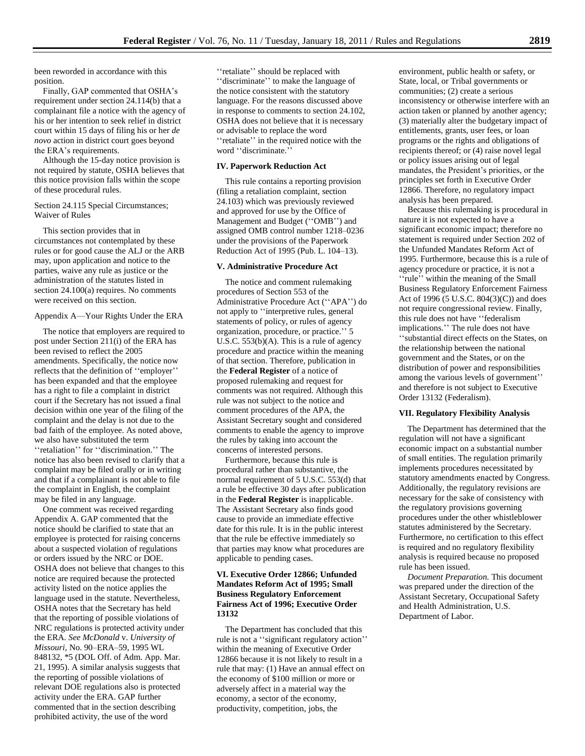been reworded in accordance with this position.

Finally, GAP commented that OSHA's requirement under section 24.114(b) that a complainant file a notice with the agency of his or her intention to seek relief in district court within 15 days of filing his or her *de novo* action in district court goes beyond the ERA's requirements.

Although the 15-day notice provision is not required by statute, OSHA believes that this notice provision falls within the scope of these procedural rules.

Section 24.115 Special Circumstances; Waiver of Rules

This section provides that in circumstances not contemplated by these rules or for good cause the ALJ or the ARB may, upon application and notice to the parties, waive any rule as justice or the administration of the statutes listed in section 24.100(a) requires. No comments were received on this section.

Appendix A—Your Rights Under the ERA

The notice that employers are required to post under Section 211(i) of the ERA has been revised to reflect the 2005 amendments. Specifically, the notice now reflects that the definition of ''employer'' has been expanded and that the employee has a right to file a complaint in district court if the Secretary has not issued a final decision within one year of the filing of the complaint and the delay is not due to the bad faith of the employee. As noted above, we also have substituted the term ''retaliation'' for ''discrimination.'' The notice has also been revised to clarify that a complaint may be filed orally or in writing and that if a complainant is not able to file the complaint in English, the complaint may be filed in any language.

One comment was received regarding Appendix A. GAP commented that the notice should be clarified to state that an employee is protected for raising concerns about a suspected violation of regulations or orders issued by the NRC or DOE. OSHA does not believe that changes to this notice are required because the protected activity listed on the notice applies the language used in the statute. Nevertheless, OSHA notes that the Secretary has held that the reporting of possible violations of NRC regulations is protected activity under the ERA. *See McDonald* v. *University of Missouri,* No. 90–ERA–59, 1995 WL 848132, *5 (DOL Off. of Adm. App. Mar. 21, 1995). A similar analysis suggests that the reporting of possible violations of relevant DOE regulations also is protected activity under the ERA. GAP further commented that in the section describing prohibited activity, the use of the word ''retaliate'' should be replaced with ''discriminate'' to make the language of the notice consistent with the statutory language. For the reasons discussed above in response to comments to section 24.102, OSHA does not believe that it is necessary or advisable to replace the word ''retaliate'' in the required notice with the word ''discriminate.''

## IV. Paperwork Reduction Act

This rule contains a reporting provision (filing a retaliation complaint, section 24.103) which was previously reviewed and approved for use by the Office of Management and Budget (''OMB'') and assigned OMB control number 1218–0236 under the provisions of the Paperwork Reduction Act of 1995 (Pub. L. 104–13).

## V. Administrative Procedure Act

The notice and comment rulemaking procedures of Section 553 of the Administrative Procedure Act (''APA'') do not apply to ''interpretive rules, general statements of policy, or rules of agency organization, procedure, or practice.'' 5 U.S.C. 553(b)(A). This is a rule of agency procedure and practice within the meaning of that section. Therefore, publication in the **Federal Register** of a notice of proposed rulemaking and request for comments was not required. Although this rule was not subject to the notice and comment procedures of the APA, the Assistant Secretary sought and considered comments to enable the agency to improve the rules by taking into account the concerns of interested persons.

Furthermore, because this rule is procedural rather than substantive, the normal requirement of 5 U.S.C. 553(d) that a rule be effective 30 days after publication in the **Federal Register** is inapplicable. The Assistant Secretary also finds good cause to provide an immediate effective date for this rule. It is in the public interest that the rule be effective immediately so that parties may know what procedures are applicable to pending cases.

## VI. Executive Order 12866; Unfunded Mandates Reform Act of 1995; Small Business Regulatory Enforcement Fairness Act of 1996; Executive Order 13132

The Department has concluded that this rule is not a ''significant regulatory action'' within the meaning of Executive Order 12866 because it is not likely to result in a rule that may: (1) Have an annual effect on the economy of $100 million or more or adversely affect in a material way the economy, a sector of the economy, productivity, competition, jobs, the environment, public health or safety, or State, local, or Tribal governments or communities; (2) create a serious inconsistency or otherwise interfere with an action taken or planned by another agency; (3) materially alter the budgetary impact of entitlements, grants, user fees, or loan programs or the rights and obligations of recipients thereof; or (4) raise novel legal or policy issues arising out of legal mandates, the President's priorities, or the principles set forth in Executive Order 12866. Therefore, no regulatory impact analysis has been prepared.

Because this rulemaking is procedural in nature it is not expected to have a significant economic impact; therefore no statement is required under Section 202 of the Unfunded Mandates Reform Act of 1995. Furthermore, because this is a rule of agency procedure or practice, it is not a ''rule'' within the meaning of the Small Business Regulatory Enforcement Fairness Act of 1996 (5 U.S.C. 804(3)(C)) and does not require congressional review. Finally, this rule does not have ''federalism implications.'' The rule does not have ''substantial direct effects on the States, on the relationship between the national government and the States, or on the distribution of power and responsibilities among the various levels of government'' and therefore is not subject to Executive Order 13132 (Federalism).

## VII. Regulatory Flexibility Analysis

The Department has determined that the regulation will not have a significant economic impact on a substantial number of small entities. The regulation primarily implements procedures necessitated by statutory amendments enacted by Congress. Additionally, the regulatory revisions are necessary for the sake of consistency with the regulatory provisions governing procedures under the other whistleblower statutes administered by the Secretary. Furthermore, no certification to this effect is required and no regulatory flexibility analysis is required because no proposed rule has been issued.

*Document Preparation.* This document was prepared under the direction of the Assistant Secretary, Occupational Safety and Health Administration, U.S. Department of Labor.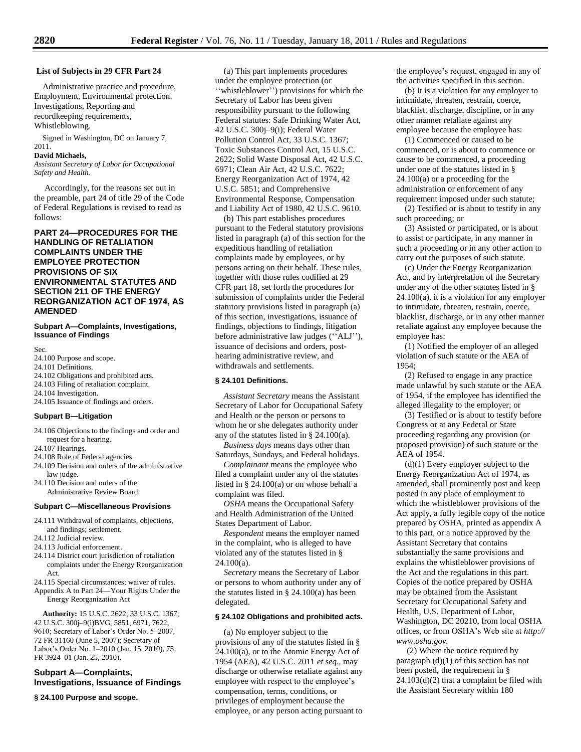**List of Subjects in 29 CFR Part 24**

Administrative practice and procedure, Employment, Environmental protection, Investigations, Reporting and recordkeeping requirements, Whistleblowing.

Signed in Washington, DC on January 7, 2011.

**David Michaels,**

*Assistant Secretary of Labor for Occupational Safety and Health.*

Accordingly, for the reasons set out in the preamble, part 24 of title 29 of the Code of Federal Regulations is revised to read as follows:

## PART 24—PROCEDURES FOR THE HANDLING OF RETALIATION COMPLAINTS UNDER THE EMPLOYEE PROTECTION PROVISIONS OF SIX ENVIRONMENTAL STATUTES AND SECTION 211 OF THE ENERGY REORGANIZATION ACT OF 1974, AS AMENDED

#### Subpart A—Complaints, Investigations, Issuance of Findings

Sec.

24.100 Purpose and scope.

24.101 Definitions.

24.102 Obligations and prohibited acts.

24.103 Filing of retaliation complaint.

24.104 Investigation.

24.105 Issuance of findings and orders.

#### Subpart B—Litigation

24.106 Objections to the findings and order and request for a hearing.

24.107 Hearings.

24.108 Role of Federal agencies.

24.109 Decision and orders of the administrative law judge.

24.110 Decision and orders of the Administrative Review Board.

#### Subpart C—Miscellaneous Provisions

24.111 Withdrawal of complaints, objections, and findings; settlement.

24.112 Judicial review.

24.113 Judicial enforcement.

24.114 District court jurisdiction of retaliation complaints under the Energy Reorganization Act.

24.115 Special circumstances; waiver of rules.

Appendix A to Part 24—Your Rights Under the Energy Reorganization Act

**Authority:** 15 U.S.C. 2622; 33 U.S.C. 1367; 42 U.S.C. 300j–9(i)BVG, 5851, 6971, 7622, 9610; Secretary of Labor's Order No. 5–2007, 72 FR 31160 (June 5, 2007); Secretary of Labor's Order No. 1–2010 (Jan. 15, 2010), 75 FR 3924–01 (Jan. 25, 2010).

### Subpart A—Complaints, Investigations, Issuance of Findings

#### § 24.100 Purpose and scope.

(a) This part implements procedures under the employee protection (or ''whistleblower'') provisions for which the Secretary of Labor has been given responsibility pursuant to the following Federal statutes: Safe Drinking Water Act, 42 U.S.C. 300j–9(i); Federal Water Pollution Control Act, 33 U.S.C. 1367; Toxic Substances Control Act, 15 U.S.C. 2622; Solid Waste Disposal Act, 42 U.S.C. 6971; Clean Air Act, 42 U.S.C. 7622; Energy Reorganization Act of 1974, 42 U.S.C. 5851; and Comprehensive Environmental Response, Compensation and Liability Act of 1980, 42 U.S.C. 9610.

(b) This part establishes procedures pursuant to the Federal statutory provisions listed in paragraph (a) of this section for the expeditious handling of retaliation complaints made by employees, or by persons acting on their behalf. These rules, together with those rules codified at 29 CFR part 18, set forth the procedures for submission of complaints under the Federal statutory provisions listed in paragraph (a) of this section, investigations, issuance of findings, objections to findings, litigation before administrative law judges (''ALJ''), issuance of decisions and orders, post-hearing administrative review, and withdrawals and settlements.

#### § 24.101 Definitions.

*Assistant Secretary* means the Assistant Secretary of Labor for Occupational Safety and Health or the person or persons to whom he or she delegates authority under any of the statutes listed in § 24.100(a).

*Business days* means days other than Saturdays, Sundays, and Federal holidays.

*Complainant* means the employee who filed a complaint under any of the statutes listed in § 24.100(a) or on whose behalf a complaint was filed.

*OSHA* means the Occupational Safety and Health Administration of the United States Department of Labor.

*Respondent* means the employer named in the complaint, who is alleged to have violated any of the statutes listed in § 24.100(a).

*Secretary* means the Secretary of Labor or persons to whom authority under any of the statutes listed in § 24.100(a) has been delegated.

#### § 24.102 Obligations and prohibited acts.

(a) No employer subject to the provisions of any of the statutes listed in § 24.100(a), or to the Atomic Energy Act of 1954 (AEA), 42 U.S.C. 2011 *et seq.*, may discharge or otherwise retaliate against any employee with respect to the employee's compensation, terms, conditions, or privileges of employment because the employee, or any person acting pursuant to the employee's request, engaged in any of the activities specified in this section.

(b) It is a violation for any employer to intimidate, threaten, restrain, coerce, blacklist, discharge, discipline, or in any other manner retaliate against any employee because the employee has:

(1) Commenced or caused to be commenced, or is about to commence or cause to be commenced, a proceeding under one of the statutes listed in § 24.100(a) or a proceeding for the administration or enforcement of any requirement imposed under such statute;

(2) Testified or is about to testify in any such proceeding; or

(3) Assisted or participated, or is about to assist or participate, in any manner in such a proceeding or in any other action to carry out the purposes of such statute.

(c) Under the Energy Reorganization Act, and by interpretation of the Secretary under any of the other statutes listed in § 24.100(a), it is a violation for any employer to intimidate, threaten, restrain, coerce, blacklist, discharge, or in any other manner retaliate against any employee because the employee has:

(1) Notified the employer of an alleged violation of such statute or the AEA of 1954;

(2) Refused to engage in any practice made unlawful by such statute or the AEA of 1954, if the employee has identified the alleged illegality to the employer; or

(3) Testified or is about to testify before Congress or at any Federal or State proceeding regarding any provision (or proposed provision) of such statute or the AEA of 1954.

(d)(1) Every employer subject to the Energy Reorganization Act of 1974, as amended, shall prominently post and keep posted in any place of employment to which the whistleblower provisions of the Act apply, a fully legible copy of the notice prepared by OSHA, printed as appendix A to this part, or a notice approved by the Assistant Secretary that contains substantially the same provisions and explains the whistleblower provisions of the Act and the regulations in this part. Copies of the notice prepared by OSHA may be obtained from the Assistant Secretary for Occupational Safety and Health, U.S. Department of Labor, Washington, DC 20210, from local OSHA offices, or from OSHA's Web site at *http://www.osha.gov.*

(2) Where the notice required by paragraph (d)(1) of this section has not been posted, the requirement in § 24.103(d)(2) that a complaint be filed with the Assistant Secretary within 180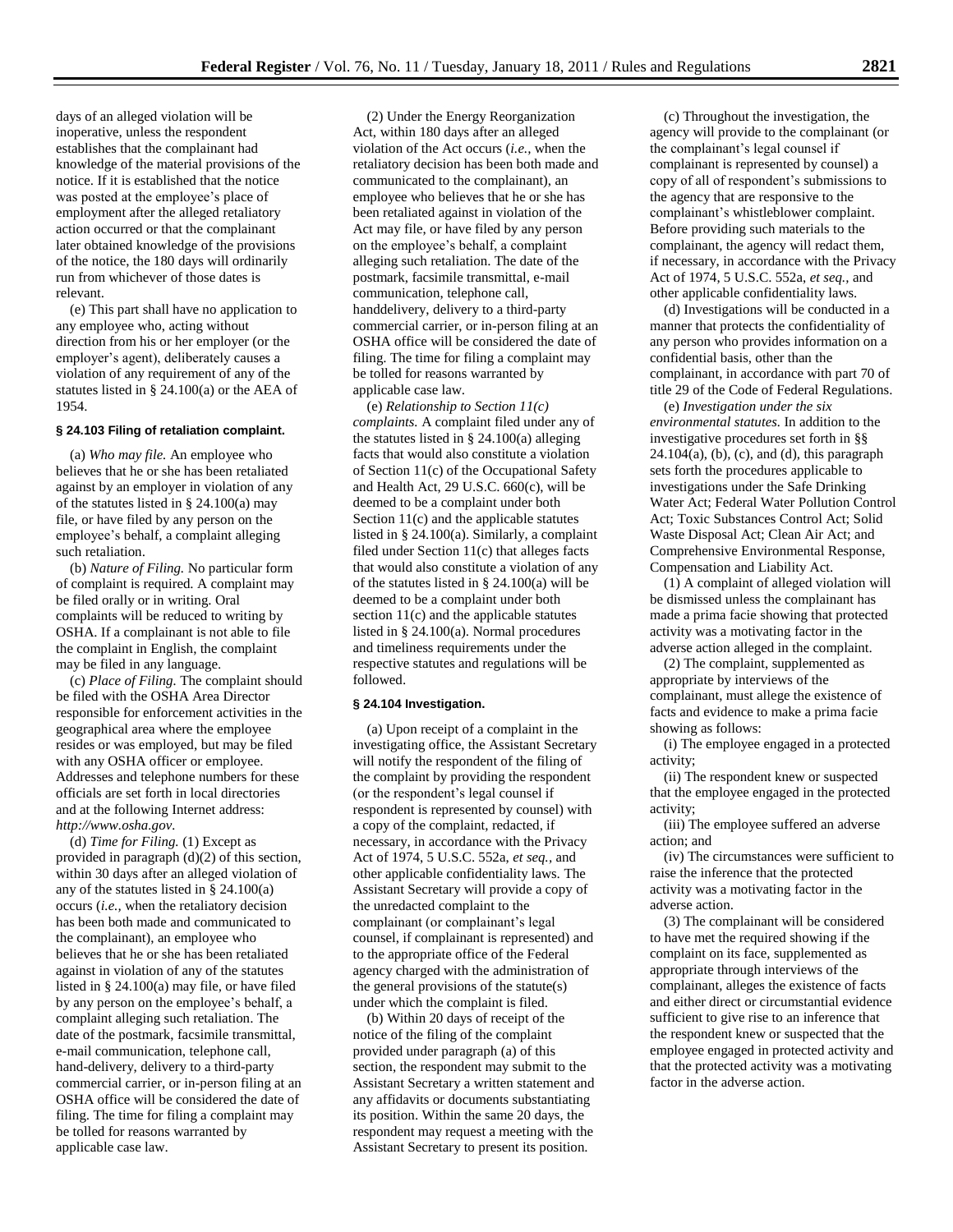days of an alleged violation will be inoperative, unless the respondent establishes that the complainant had knowledge of the material provisions of the notice. If it is established that the notice was posted at the employee's place of employment after the alleged retaliatory action occurred or that the complainant later obtained knowledge of the provisions of the notice, the 180 days will ordinarily run from whichever of those dates is relevant.

(e) This part shall have no application to any employee who, acting without direction from his or her employer (or the employer's agent), deliberately causes a violation of any requirement of any of the statutes listed in § 24.100(a) or the AEA of 1954.

### § 24.103 Filing of retaliation complaint.

(a) *Who may file.* An employee who believes that he or she has been retaliated against by an employer in violation of any of the statutes listed in § 24.100(a) may file, or have filed by any person on the employee's behalf, a complaint alleging such retaliation.

(b) *Nature of Filing.* No particular form of complaint is required. A complaint may be filed orally or in writing. Oral complaints will be reduced to writing by OSHA. If a complainant is not able to file the complaint in English, the complaint may be filed in any language.

(c) *Place of Filing.* The complaint should be filed with the OSHA Area Director responsible for enforcement activities in the geographical area where the employee resides or was employed, but may be filed with any OSHA officer or employee. Addresses and telephone numbers for these officials are set forth in local directories and at the following Internet address: *http://www.osha.gov.*

(d) *Time for Filing.* (1) Except as provided in paragraph (d)(2) of this section, within 30 days after an alleged violation of any of the statutes listed in § 24.100(a) occurs (*i.e.,* when the retaliatory decision has been both made and communicated to the complainant), an employee who believes that he or she has been retaliated against in violation of any of the statutes listed in § 24.100(a) may file, or have filed by any person on the employee's behalf, a complaint alleging such retaliation. The date of the postmark, facsimile transmittal, e-mail communication, telephone call, hand-delivery, delivery to a third-party commercial carrier, or in-person filing at an OSHA office will be considered the date of filing. The time for filing a complaint may be tolled for reasons warranted by applicable case law.

(2) Under the Energy Reorganization Act, within 180 days after an alleged violation of the Act occurs (*i.e.,* when the retaliatory decision has been both made and communicated to the complainant), an employee who believes that he or she has been retaliated against in violation of the Act may file, or have filed by any person on the employee's behalf, a complaint alleging such retaliation. The date of the postmark, facsimile transmittal, e-mail communication, telephone call, handdelivery, delivery to a third-party commercial carrier, or in-person filing at an OSHA office will be considered the date of filing. The time for filing a complaint may be tolled for reasons warranted by applicable case law.

(e) *Relationship to Section 11(c) complaints.* A complaint filed under any of the statutes listed in § 24.100(a) alleging facts that would also constitute a violation of Section 11(c) of the Occupational Safety and Health Act, 29 U.S.C. 660(c), will be deemed to be a complaint under both Section 11(c) and the applicable statutes listed in § 24.100(a). Similarly, a complaint filed under Section 11(c) that alleges facts that would also constitute a violation of any of the statutes listed in § 24.100(a) will be deemed to be a complaint under both section 11(c) and the applicable statutes listed in § 24.100(a). Normal procedures and timeliness requirements under the respective statutes and regulations will be followed.

### § 24.104 Investigation.

(a) Upon receipt of a complaint in the investigating office, the Assistant Secretary will notify the respondent of the filing of the complaint by providing the respondent (or the respondent's legal counsel if respondent is represented by counsel) with a copy of the complaint, redacted, if necessary, in accordance with the Privacy Act of 1974, 5 U.S.C. 552a, *et seq.,* and other applicable confidentiality laws. The Assistant Secretary will provide a copy of the unredacted complaint to the complainant (or complainant's legal counsel, if complainant is represented) and to the appropriate office of the Federal agency charged with the administration of the general provisions of the statute(s) under which the complaint is filed.

(b) Within 20 days of receipt of the notice of the filing of the complaint provided under paragraph (a) of this section, the respondent may submit to the Assistant Secretary a written statement and any affidavits or documents substantiating its position. Within the same 20 days, the respondent may request a meeting with the Assistant Secretary to present its position.

(c) Throughout the investigation, the agency will provide to the complainant (or the complainant's legal counsel if complainant is represented by counsel) a copy of all of respondent's submissions to the agency that are responsive to the complainant's whistleblower complaint. Before providing such materials to the complainant, the agency will redact them, if necessary, in accordance with the Privacy Act of 1974, 5 U.S.C. 552a, *et seq.,* and other applicable confidentiality laws.

(d) Investigations will be conducted in a manner that protects the confidentiality of any person who provides information on a confidential basis, other than the complainant, in accordance with part 70 of title 29 of the Code of Federal Regulations.

(e) *Investigation under the six environmental statutes.* In addition to the investigative procedures set forth in §§ 24.104(a), (b), (c), and (d), this paragraph sets forth the procedures applicable to investigations under the Safe Drinking Water Act; Federal Water Pollution Control Act; Toxic Substances Control Act; Solid Waste Disposal Act; Clean Air Act; and Comprehensive Environmental Response, Compensation and Liability Act.

(1) A complaint of alleged violation will be dismissed unless the complainant has made a prima facie showing that protected activity was a motivating factor in the adverse action alleged in the complaint.

(2) The complaint, supplemented as appropriate by interviews of the complainant, must allege the existence of facts and evidence to make a prima facie showing as follows:

(i) The employee engaged in a protected activity;

(ii) The respondent knew or suspected that the employee engaged in the protected activity;

(iii) The employee suffered an adverse action; and

(iv) The circumstances were sufficient to raise the inference that the protected activity was a motivating factor in the adverse action.

(3) The complainant will be considered to have met the required showing if the complaint on its face, supplemented as appropriate through interviews of the complainant, alleges the existence of facts and either direct or circumstantial evidence sufficient to give rise to an inference that the respondent knew or suspected that the employee engaged in protected activity and that the protected activity was a motivating factor in the adverse action.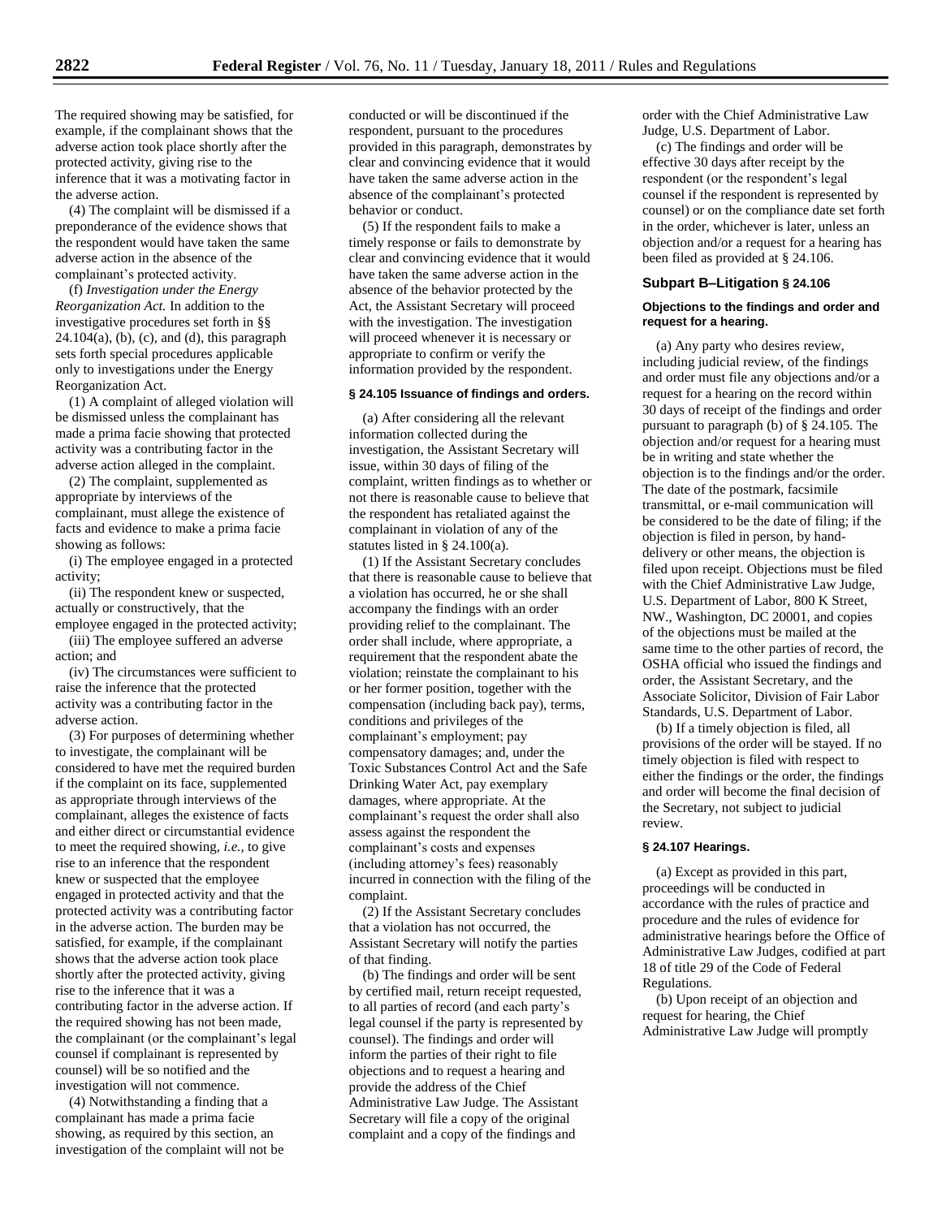The required showing may be satisfied, for example, if the complainant shows that the adverse action took place shortly after the protected activity, giving rise to the inference that it was a motivating factor in the adverse action.

(4) The complaint will be dismissed if a preponderance of the evidence shows that the respondent would have taken the same adverse action in the absence of the complainant's protected activity.

(f) *Investigation under the Energy Reorganization Act.* In addition to the investigative procedures set forth in §§ 24.104(a), (b), (c), and (d), this paragraph sets forth special procedures applicable only to investigations under the Energy Reorganization Act.

(1) A complaint of alleged violation will be dismissed unless the complainant has made a prima facie showing that protected activity was a contributing factor in the adverse action alleged in the complaint.

(2) The complaint, supplemented as appropriate by interviews of the complainant, must allege the existence of facts and evidence to make a prima facie showing as follows:

(i) The employee engaged in a protected activity;

(ii) The respondent knew or suspected, actually or constructively, that the employee engaged in the protected activity;

(iii) The employee suffered an adverse action; and

(iv) The circumstances were sufficient to raise the inference that the protected activity was a contributing factor in the adverse action.

(3) For purposes of determining whether to investigate, the complainant will be considered to have met the required burden if the complaint on its face, supplemented as appropriate through interviews of the complainant, alleges the existence of facts and either direct or circumstantial evidence to meet the required showing, *i.e.,* to give rise to an inference that the respondent knew or suspected that the employee engaged in protected activity and that the protected activity was a contributing factor in the adverse action. The burden may be satisfied, for example, if the complainant shows that the adverse action took place shortly after the protected activity, giving rise to the inference that it was a contributing factor in the adverse action. If the required showing has not been made, the complainant (or the complainant's legal counsel if complainant is represented by counsel) will be so notified and the investigation will not commence.

(4) Notwithstanding a finding that a complainant has made a prima facie showing, as required by this section, an investigation of the complaint will not be conducted or will be discontinued if the respondent, pursuant to the procedures provided in this paragraph, demonstrates by clear and convincing evidence that it would have taken the same adverse action in the absence of the complainant's protected behavior or conduct.

(5) If the respondent fails to make a timely response or fails to demonstrate by clear and convincing evidence that it would have taken the same adverse action in the absence of the behavior protected by the Act, the Assistant Secretary will proceed with the investigation. The investigation will proceed whenever it is necessary or appropriate to confirm or verify the information provided by the respondent.

#### § 24.105 Issuance of findings and orders.

(a) After considering all the relevant information collected during the investigation, the Assistant Secretary will issue, within 30 days of filing of the complaint, written findings as to whether or not there is reasonable cause to believe that the respondent has retaliated against the complainant in violation of any of the statutes listed in § 24.100(a).

(1) If the Assistant Secretary concludes that there is reasonable cause to believe that a violation has occurred, he or she shall accompany the findings with an order providing relief to the complainant. The order shall include, where appropriate, a requirement that the respondent abate the violation; reinstate the complainant to his or her former position, together with the compensation (including back pay), terms, conditions and privileges of the complainant's employment; pay compensatory damages; and, under the Toxic Substances Control Act and the Safe Drinking Water Act, pay exemplary damages, where appropriate. At the complainant's request the order shall also assess against the respondent the complainant's costs and expenses (including attorney's fees) reasonably incurred in connection with the filing of the complaint.

(2) If the Assistant Secretary concludes that a violation has not occurred, the Assistant Secretary will notify the parties of that finding.

(b) The findings and order will be sent by certified mail, return receipt requested, to all parties of record (and each party's legal counsel if the party is represented by counsel). The findings and order will inform the parties of their right to file objections and to request a hearing and provide the address of the Chief Administrative Law Judge. The Assistant Secretary will file a copy of the original complaint and a copy of the findings and order with the Chief Administrative Law Judge, U.S. Department of Labor.

(c) The findings and order will be effective 30 days after receipt by the respondent (or the respondent's legal counsel if the respondent is represented by counsel) or on the compliance date set forth in the order, whichever is later, unless an objection and/or a request for a hearing has been filed as provided at § 24.106.

### Subpart B–Litigation § 24.106

#### Objections to the findings and order and request for a hearing.

(a) Any party who desires review, including judicial review, of the findings and order must file any objections and/or a request for a hearing on the record within 30 days of receipt of the findings and order pursuant to paragraph (b) of § 24.105. The objection and/or request for a hearing must be in writing and state whether the objection is to the findings and/or the order. The date of the postmark, facsimile transmittal, or e-mail communication will be considered to be the date of filing; if the objection is filed in person, by hand-delivery or other means, the objection is filed upon receipt. Objections must be filed with the Chief Administrative Law Judge, U.S. Department of Labor, 800 K Street, NW., Washington, DC 20001, and copies of the objections must be mailed at the same time to the other parties of record, the OSHA official who issued the findings and order, the Assistant Secretary, and the Associate Solicitor, Division of Fair Labor Standards, U.S. Department of Labor.

(b) If a timely objection is filed, all provisions of the order will be stayed. If no timely objection is filed with respect to either the findings or the order, the findings and order will become the final decision of the Secretary, not subject to judicial review.

#### § 24.107 Hearings.

(a) Except as provided in this part, proceedings will be conducted in accordance with the rules of practice and procedure and the rules of evidence for administrative hearings before the Office of Administrative Law Judges, codified at part 18 of title 29 of the Code of Federal Regulations.

(b) Upon receipt of an objection and request for hearing, the Chief Administrative Law Judge will promptly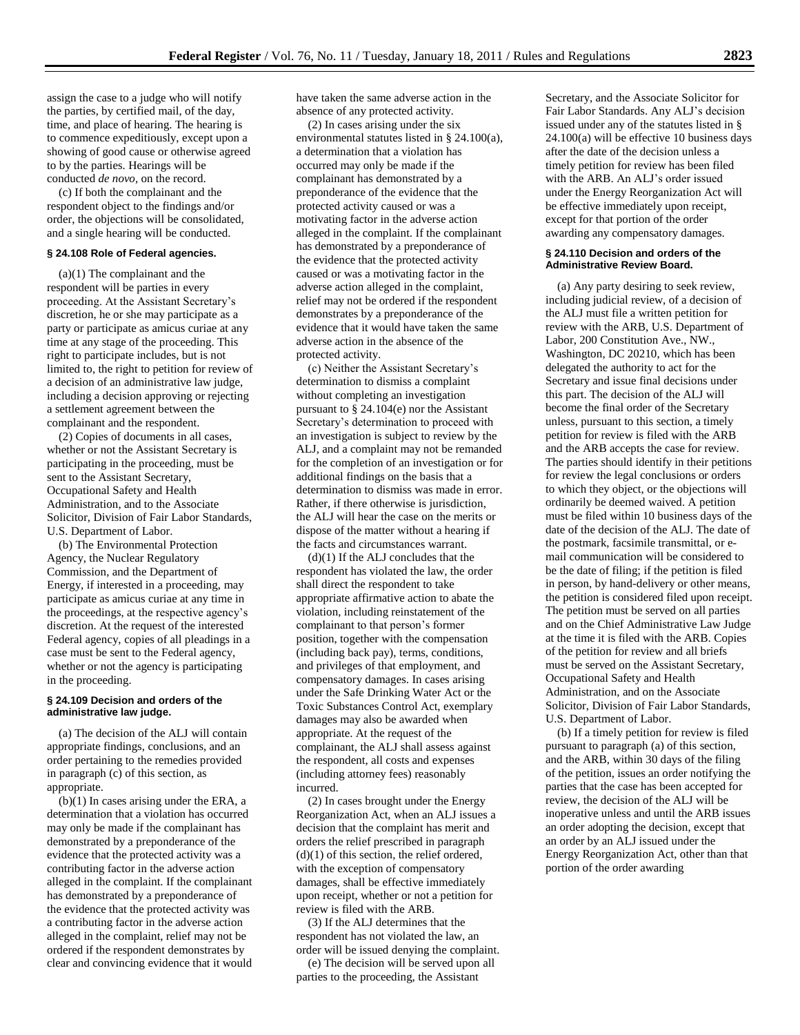assign the case to a judge who will notify the parties, by certified mail, of the day, time, and place of hearing. The hearing is to commence expeditiously, except upon a showing of good cause or otherwise agreed to by the parties. Hearings will be conducted *de novo*, on the record.

(c) If both the complainant and the respondent object to the findings and/or order, the objections will be consolidated, and a single hearing will be conducted.

### § 24.108 Role of Federal agencies.

(a)(1) The complainant and the respondent will be parties in every proceeding. At the Assistant Secretary's discretion, he or she may participate as a party or participate as amicus curiae at any time at any stage of the proceeding. This right to participate includes, but is not limited to, the right to petition for review of a decision of an administrative law judge, including a decision approving or rejecting a settlement agreement between the complainant and the respondent.

(2) Copies of documents in all cases, whether or not the Assistant Secretary is participating in the proceeding, must be sent to the Assistant Secretary, Occupational Safety and Health Administration, and to the Associate Solicitor, Division of Fair Labor Standards, U.S. Department of Labor.

(b) The Environmental Protection Agency, the Nuclear Regulatory Commission, and the Department of Energy, if interested in a proceeding, may participate as amicus curiae at any time in the proceedings, at the respective agency's discretion. At the request of the interested Federal agency, copies of all pleadings in a case must be sent to the Federal agency, whether or not the agency is participating in the proceeding.

### § 24.109 Decision and orders of the administrative law judge.

(a) The decision of the ALJ will contain appropriate findings, conclusions, and an order pertaining to the remedies provided in paragraph (c) of this section, as appropriate.

(b)(1) In cases arising under the ERA, a determination that a violation has occurred may only be made if the complainant has demonstrated by a preponderance of the evidence that the protected activity was a contributing factor in the adverse action alleged in the complaint. If the complainant has demonstrated by a preponderance of the evidence that the protected activity was a contributing factor in the adverse action alleged in the complaint, relief may not be ordered if the respondent demonstrates by clear and convincing evidence that it would have taken the same adverse action in the absence of any protected activity.

(2) In cases arising under the six environmental statutes listed in § 24.100(a), a determination that a violation has occurred may only be made if the complainant has demonstrated by a preponderance of the evidence that the protected activity caused or was a motivating factor in the adverse action alleged in the complaint. If the complainant has demonstrated by a preponderance of the evidence that the protected activity caused or was a motivating factor in the adverse action alleged in the complaint, relief may not be ordered if the respondent demonstrates by a preponderance of the evidence that it would have taken the same adverse action in the absence of the protected activity.

(c) Neither the Assistant Secretary's determination to dismiss a complaint without completing an investigation pursuant to § 24.104(e) nor the Assistant Secretary's determination to proceed with an investigation is subject to review by the ALJ, and a complaint may not be remanded for the completion of an investigation or for additional findings on the basis that a determination to dismiss was made in error. Rather, if there otherwise is jurisdiction, the ALJ will hear the case on the merits or dispose of the matter without a hearing if the facts and circumstances warrant.

(d)(1) If the ALJ concludes that the respondent has violated the law, the order shall direct the respondent to take appropriate affirmative action to abate the violation, including reinstatement of the complainant to that person's former position, together with the compensation (including back pay), terms, conditions, and privileges of that employment, and compensatory damages. In cases arising under the Safe Drinking Water Act or the Toxic Substances Control Act, exemplary damages may also be awarded when appropriate. At the request of the complainant, the ALJ shall assess against the respondent, all costs and expenses (including attorney fees) reasonably incurred.

(2) In cases brought under the Energy Reorganization Act, when an ALJ issues a decision that the complaint has merit and orders the relief prescribed in paragraph (d)(1) of this section, the relief ordered, with the exception of compensatory damages, shall be effective immediately upon receipt, whether or not a petition for review is filed with the ARB.

(3) If the ALJ determines that the respondent has not violated the law, an order will be issued denying the complaint.

(e) The decision will be served upon all parties to the proceeding, the Assistant Secretary, and the Associate Solicitor for Fair Labor Standards. Any ALJ's decision issued under any of the statutes listed in § 24.100(a) will be effective 10 business days after the date of the decision unless a timely petition for review has been filed with the ARB. An ALJ's order issued under the Energy Reorganization Act will be effective immediately upon receipt, except for that portion of the order awarding any compensatory damages.

### § 24.110 Decision and orders of the Administrative Review Board.

(a) Any party desiring to seek review, including judicial review, of a decision of the ALJ must file a written petition for review with the ARB, U.S. Department of Labor, 200 Constitution Ave., NW., Washington, DC 20210, which has been delegated the authority to act for the Secretary and issue final decisions under this part. The decision of the ALJ will become the final order of the Secretary unless, pursuant to this section, a timely petition for review is filed with the ARB and the ARB accepts the case for review. The parties should identify in their petitions for review the legal conclusions or orders to which they object, or the objections will ordinarily be deemed waived. A petition must be filed within 10 business days of the date of the decision of the ALJ. The date of the postmark, facsimile transmittal, or e-mail communication will be considered to be the date of filing; if the petition is filed in person, by hand-delivery or other means, the petition is considered filed upon receipt. The petition must be served on all parties and on the Chief Administrative Law Judge at the time it is filed with the ARB. Copies of the petition for review and all briefs must be served on the Assistant Secretary, Occupational Safety and Health Administration, and on the Associate Solicitor, Division of Fair Labor Standards, U.S. Department of Labor.

(b) If a timely petition for review is filed pursuant to paragraph (a) of this section, and the ARB, within 30 days of the filing of the petition, issues an order notifying the parties that the case has been accepted for review, the decision of the ALJ will be inoperative unless and until the ARB issues an order adopting the decision, except that an order by an ALJ issued under the Energy Reorganization Act, other than that portion of the order awarding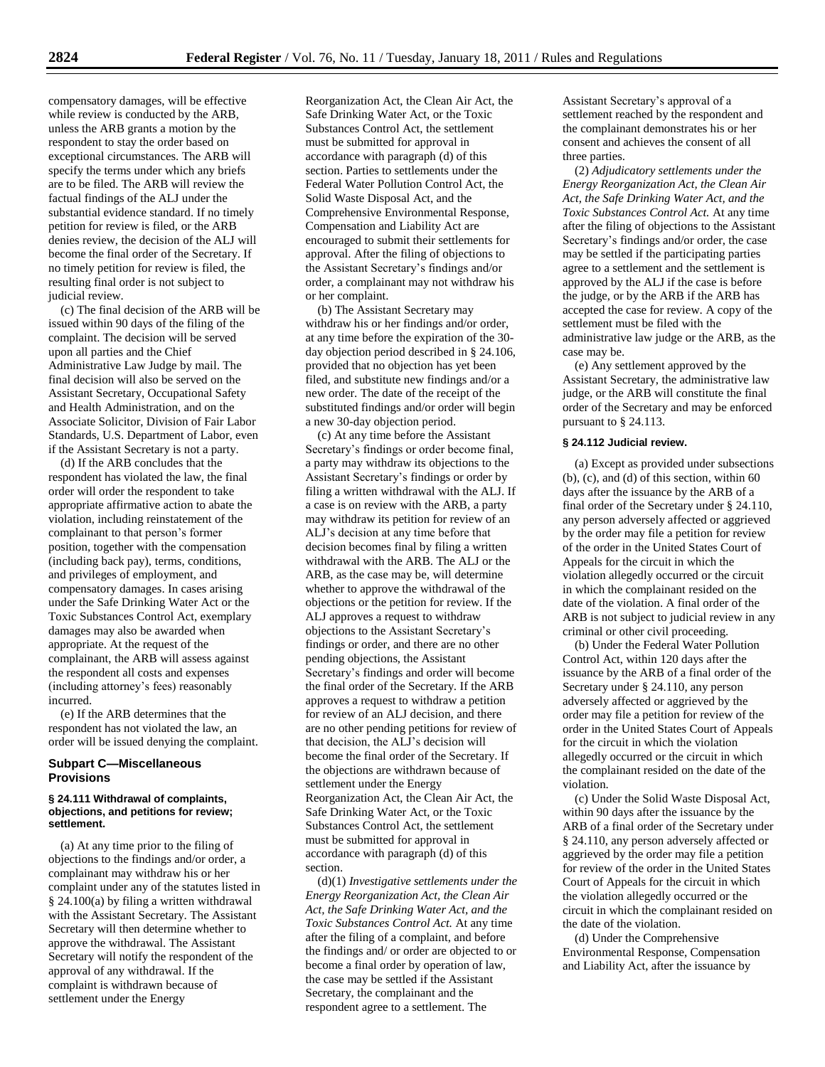compensatory damages, will be effective while review is conducted by the ARB, unless the ARB grants a motion by the respondent to stay the order based on exceptional circumstances. The ARB will specify the terms under which any briefs are to be filed. The ARB will review the factual findings of the ALJ under the substantial evidence standard. If no timely petition for review is filed, or the ARB denies review, the decision of the ALJ will become the final order of the Secretary. If no timely petition for review is filed, the resulting final order is not subject to judicial review.

(c) The final decision of the ARB will be issued within 90 days of the filing of the complaint. The decision will be served upon all parties and the Chief Administrative Law Judge by mail. The final decision will also be served on the Assistant Secretary, Occupational Safety and Health Administration, and on the Associate Solicitor, Division of Fair Labor Standards, U.S. Department of Labor, even if the Assistant Secretary is not a party.

(d) If the ARB concludes that the respondent has violated the law, the final order will order the respondent to take appropriate affirmative action to abate the violation, including reinstatement of the complainant to that person's former position, together with the compensation (including back pay), terms, conditions, and privileges of employment, and compensatory damages. In cases arising under the Safe Drinking Water Act or the Toxic Substances Control Act, exemplary damages may also be awarded when appropriate. At the request of the complainant, the ARB will assess against the respondent all costs and expenses (including attorney's fees) reasonably incurred.

(e) If the ARB determines that the respondent has not violated the law, an order will be issued denying the complaint.

## Subpart C—Miscellaneous Provisions

### § 24.111 Withdrawal of complaints, objections, and petitions for review; settlement.

(a) At any time prior to the filing of objections to the findings and/or order, a complainant may withdraw his or her complaint under any of the statutes listed in § 24.100(a) by filing a written withdrawal with the Assistant Secretary. The Assistant Secretary will then determine whether to approve the withdrawal. The Assistant Secretary will notify the respondent of the approval of any withdrawal. If the complaint is withdrawn because of settlement under the Energy Reorganization Act, the Clean Air Act, the Safe Drinking Water Act, or the Toxic Substances Control Act, the settlement must be submitted for approval in accordance with paragraph (d) of this section. Parties to settlements under the Federal Water Pollution Control Act, the Solid Waste Disposal Act, and the Comprehensive Environmental Response, Compensation and Liability Act are encouraged to submit their settlements for approval. After the filing of objections to the Assistant Secretary's findings and/or order, a complainant may not withdraw his or her complaint.

(b) The Assistant Secretary may withdraw his or her findings and/or order, at any time before the expiration of the 30-day objection period described in § 24.106, provided that no objection has yet been filed, and substitute new findings and/or a new order. The date of the receipt of the substituted findings and/or order will begin a new 30-day objection period.

(c) At any time before the Assistant Secretary's findings or order become final, a party may withdraw its objections to the Assistant Secretary's findings or order by filing a written withdrawal with the ALJ. If a case is on review with the ARB, a party may withdraw its petition for review of an ALJ's decision at any time before that decision becomes final by filing a written withdrawal with the ARB. The ALJ or the ARB, as the case may be, will determine whether to approve the withdrawal of the objections or the petition for review. If the ALJ approves a request to withdraw objections to the Assistant Secretary's findings or order, and there are no other pending objections, the Assistant Secretary's findings and order will become the final order of the Secretary. If the ARB approves a request to withdraw a petition for review of an ALJ decision, and there are no other pending petitions for review of that decision, the ALJ's decision will become the final order of the Secretary. If the objections are withdrawn because of settlement under the Energy Reorganization Act, the Clean Air Act, the Safe Drinking Water Act, or the Toxic Substances Control Act, the settlement must be submitted for approval in accordance with paragraph (d) of this section.

(d)(1) *Investigative settlements under the Energy Reorganization Act, the Clean Air Act, the Safe Drinking Water Act, and the Toxic Substances Control Act.* At any time after the filing of a complaint, and before the findings and/ or order are objected to or become a final order by operation of law, the case may be settled if the Assistant Secretary, the complainant and the respondent agree to a settlement. The Assistant Secretary's approval of a settlement reached by the respondent and the complainant demonstrates his or her consent and achieves the consent of all three parties.

(2) *Adjudicatory settlements under the Energy Reorganization Act, the Clean Air Act, the Safe Drinking Water Act, and the Toxic Substances Control Act.* At any time after the filing of objections to the Assistant Secretary's findings and/or order, the case may be settled if the participating parties agree to a settlement and the settlement is approved by the ALJ if the case is before the judge, or by the ARB if the ARB has accepted the case for review. A copy of the settlement must be filed with the administrative law judge or the ARB, as the case may be.

(e) Any settlement approved by the Assistant Secretary, the administrative law judge, or the ARB will constitute the final order of the Secretary and may be enforced pursuant to § 24.113.

### § 24.112 Judicial review.

(a) Except as provided under subsections (b), (c), and (d) of this section, within 60 days after the issuance by the ARB of a final order of the Secretary under § 24.110, any person adversely affected or aggrieved by the order may file a petition for review of the order in the United States Court of Appeals for the circuit in which the violation allegedly occurred or the circuit in which the complainant resided on the date of the violation. A final order of the ARB is not subject to judicial review in any criminal or other civil proceeding.

(b) Under the Federal Water Pollution Control Act, within 120 days after the issuance by the ARB of a final order of the Secretary under § 24.110, any person adversely affected or aggrieved by the order may file a petition for review of the order in the United States Court of Appeals for the circuit in which the violation allegedly occurred or the circuit in which the complainant resided on the date of the violation.

(c) Under the Solid Waste Disposal Act, within 90 days after the issuance by the ARB of a final order of the Secretary under § 24.110, any person adversely affected or aggrieved by the order may file a petition for review of the order in the United States Court of Appeals for the circuit in which the violation allegedly occurred or the circuit in which the complainant resided on the date of the violation.

(d) Under the Comprehensive Environmental Response, Compensation and Liability Act, after the issuance by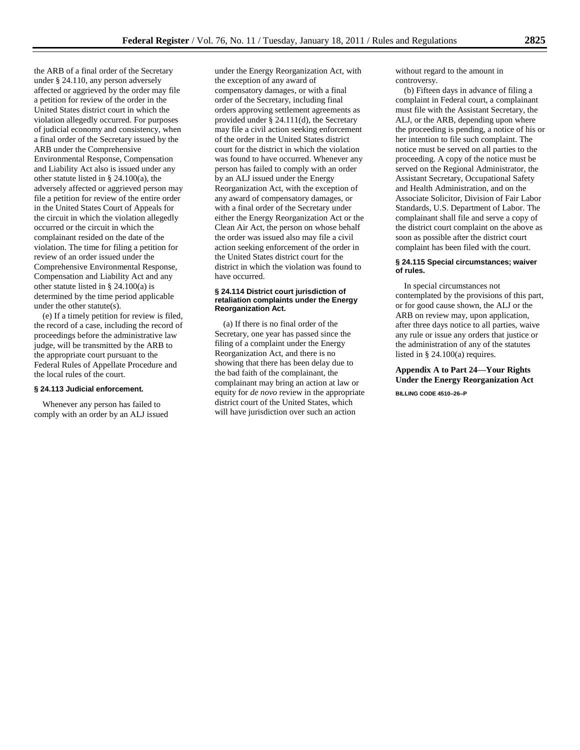the ARB of a final order of the Secretary under § 24.110, any person adversely affected or aggrieved by the order may file a petition for review of the order in the United States district court in which the violation allegedly occurred. For purposes of judicial economy and consistency, when a final order of the Secretary issued by the ARB under the Comprehensive Environmental Response, Compensation and Liability Act also is issued under any other statute listed in § 24.100(a), the adversely affected or aggrieved person may file a petition for review of the entire order in the United States Court of Appeals for the circuit in which the violation allegedly occurred or the circuit in which the complainant resided on the date of the violation. The time for filing a petition for review of an order issued under the Comprehensive Environmental Response, Compensation and Liability Act and any other statute listed in § 24.100(a) is determined by the time period applicable under the other statute(s).

(e) If a timely petition for review is filed, the record of a case, including the record of proceedings before the administrative law judge, will be transmitted by the ARB to the appropriate court pursuant to the Federal Rules of Appellate Procedure and the local rules of the court.

#### § 24.113 Judicial enforcement.

Whenever any person has failed to comply with an order by an ALJ issued under the Energy Reorganization Act, with the exception of any award of compensatory damages, or with a final order of the Secretary, including final orders approving settlement agreements as provided under § 24.111(d), the Secretary may file a civil action seeking enforcement of the order in the United States district court for the district in which the violation was found to have occurred. Whenever any person has failed to comply with an order by an ALJ issued under the Energy Reorganization Act, with the exception of any award of compensatory damages, or with a final order of the Secretary under either the Energy Reorganization Act or the Clean Air Act, the person on whose behalf the order was issued also may file a civil action seeking enforcement of the order in the United States district court for the district in which the violation was found to have occurred.

#### § 24.114 District court jurisdiction of retaliation complaints under the Energy Reorganization Act.

(a) If there is no final order of the Secretary, one year has passed since the filing of a complaint under the Energy Reorganization Act, and there is no showing that there has been delay due to the bad faith of the complainant, the complainant may bring an action at law or equity for *de novo* review in the appropriate district court of the United States, which will have jurisdiction over such an action without regard to the amount in controversy.

(b) Fifteen days in advance of filing a complaint in Federal court, a complainant must file with the Assistant Secretary, the ALJ, or the ARB, depending upon where the proceeding is pending, a notice of his or her intention to file such complaint. The notice must be served on all parties to the proceeding. A copy of the notice must be served on the Regional Administrator, the Assistant Secretary, Occupational Safety and Health Administration, and on the Associate Solicitor, Division of Fair Labor Standards, U.S. Department of Labor. The complainant shall file and serve a copy of the district court complaint on the above as soon as possible after the district court complaint has been filed with the court.

#### § 24.115 Special circumstances; waiver of rules.

In special circumstances not contemplated by the provisions of this part, or for good cause shown, the ALJ or the ARB on review may, upon application, after three days notice to all parties, waive any rule or issue any orders that justice or the administration of any of the statutes listed in § 24.100(a) requires.

### Appendix A to Part 24—Your Rights Under the Energy Reorganization Act

BILLING CODE 4510–26–P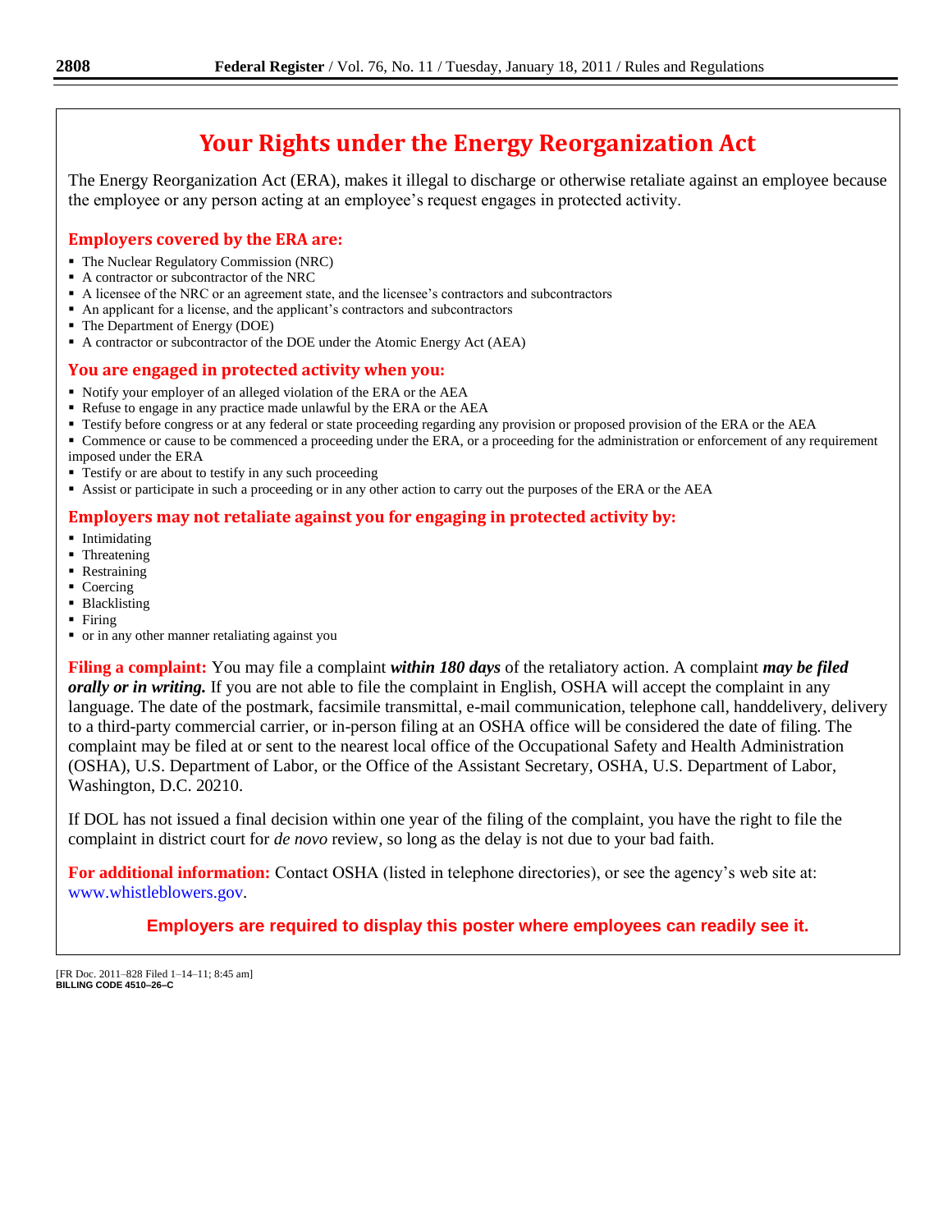# Your Rights under the Energy Reorganization Act

The Energy Reorganization Act (ERA), makes it illegal to discharge or otherwise retaliate against an employee because the employee or any person acting at an employee's request engages in protected activity.

## Employers covered by the ERA are:

- The Nuclear Regulatory Commission (NRC)
- A contractor or subcontractor of the NRC
- A licensee of the NRC or an agreement state, and the licensee's contractors and subcontractors
- An applicant for a license, and the applicant's contractors and subcontractors
- The Department of Energy (DOE)
- A contractor or subcontractor of the DOE under the Atomic Energy Act (AEA)

## You are engaged in protected activity when you:

- Notify your employer of an alleged violation of the ERA or the AEA
- Refuse to engage in any practice made unlawful by the ERA or the AEA
- Testify before congress or at any federal or state proceeding regarding any provision or proposed provision of the ERA or the AEA
- Commence or cause to be commenced a proceeding under the ERA, or a proceeding for the administration or enforcement of any requirement imposed under the ERA
- Testify or are about to testify in any such proceeding
- Assist or participate in such a proceeding or in any other action to carry out the purposes of the ERA or the AEA

## Employers may not retaliate against you for engaging in protected activity by:

- Intimidating
- Threatening
- Restraining
- Coercing
- Blacklisting
- Firing
- or in any other manner retaliating against you

**Filing a complaint:** You may file a complaint ***within 180 days*** of the retaliatory action. A complaint ***may be filed orally or in writing.*** If you are not able to file the complaint in English, OSHA will accept the complaint in any language. The date of the postmark, facsimile transmittal, e-mail communication, telephone call, handdelivery, delivery to a third-party commercial carrier, or in-person filing at an OSHA office will be considered the date of filing. The complaint may be filed at or sent to the nearest local office of the Occupational Safety and Health Administration (OSHA), U.S. Department of Labor, or the Office of the Assistant Secretary, OSHA, U.S. Department of Labor, Washington, D.C. 20210.

If DOL has not issued a final decision within one year of the filing of the complaint, you have the right to file the complaint in district court for *de novo* review, so long as the delay is not due to your bad faith.

**For additional information:** Contact OSHA (listed in telephone directories), or see the agency's web site at: www.whistleblowers.gov.

**Employers are required to display this poster where employees can readily see it.**

[FR Doc. 2011–828 Filed 1–14–11; 8:45 am]

**BILLING CODE 4510–26–C**